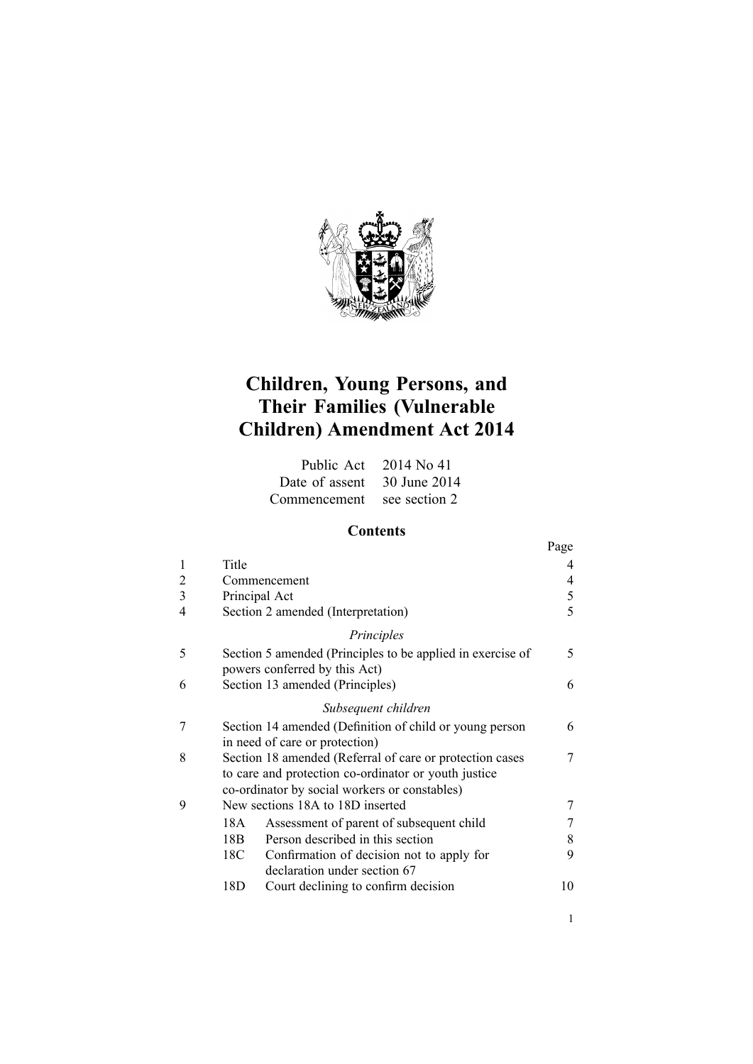# Children, Young Persons, and Their Families (Vulnerable Children) Amendment Act 2014

| | |
|---|---|
| Public Act | 2014 No 41 |
| Date of assent | 30 June 2014 |
| Commencement | see section 2 |

## Contents

| | | | Page |
|---|---|---|---|
| 1 | Title | | 4 |
| 2 | Commencement | | 4 |
| 3 | Principal Act | | 5 |
| 4 | Section 2 amended (Interpretation) | | 5 |
| | *Principles* | | |
| 5 | Section 5 amended (Principles to be applied in exercise of powers conferred by this Act) | | 5 |
| 6 | Section 13 amended (Principles) | | 6 |
| | *Subsequent children* | | |
| 7 | Section 14 amended (Definition of child or young person in need of care or protection) | | 6 |
| 8 | Section 18 amended (Referral of care or protection cases to care and protection co-ordinator or youth justice co-ordinator by social workers or constables) | | 7 |
| 9 | New sections 18A to 18D inserted | | 7 |
| | 18A | Assessment of parent of subsequent child | 7 |
| | 18B | Person described in this section | 8 |
| | 18C | Confirmation of decision not to apply for declaration under section 67 | 9 |
| | 18D | Court declining to confirm decision | 10 |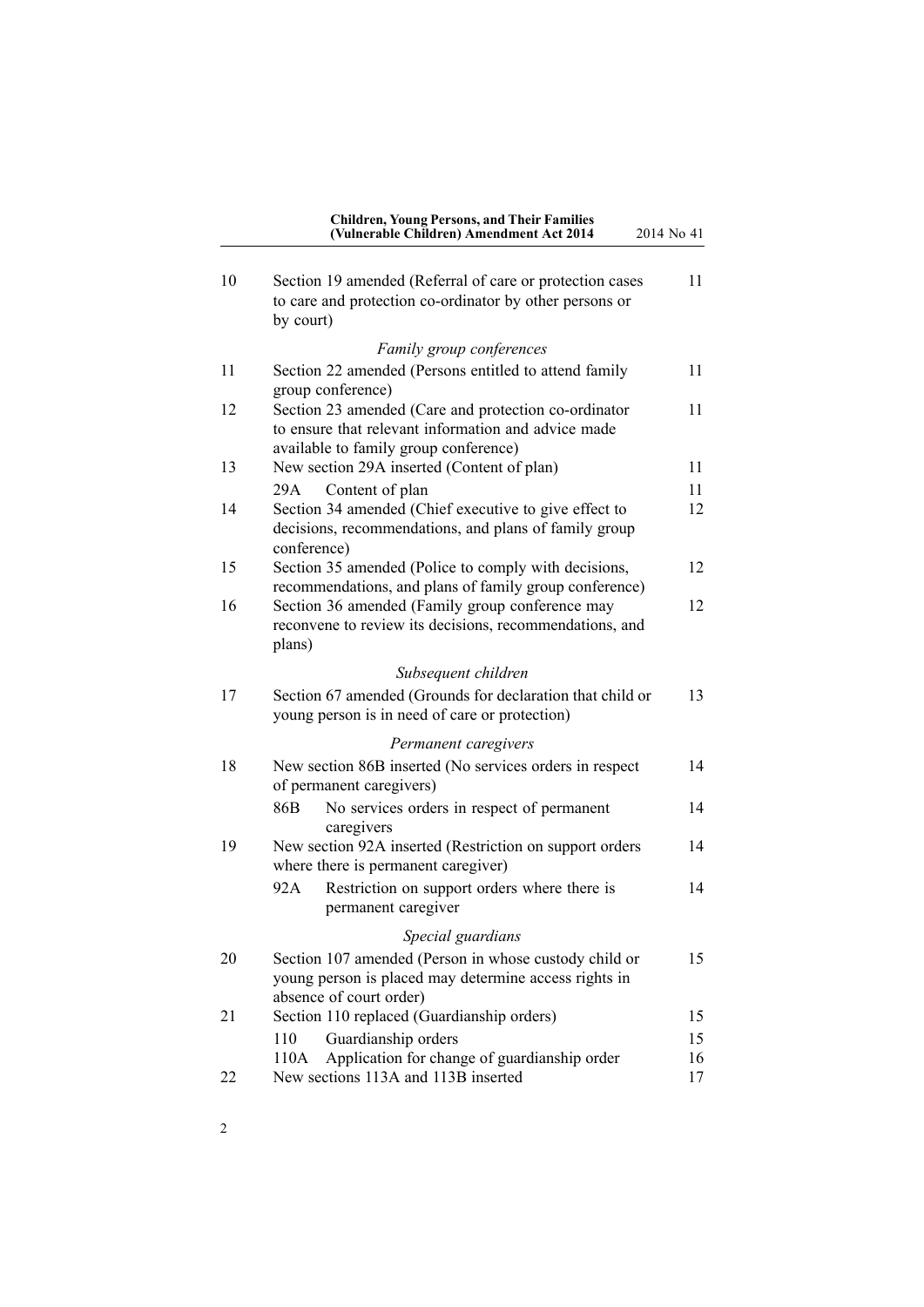| | | |
|---|---|---|
| 10 | Section 19 amended (Referral of care or protection cases to care and protection co-ordinator by other persons or by court) | 11 |
| | *Family group conferences* | |
| 11 | Section 22 amended (Persons entitled to attend family group conference) | 11 |
| 12 | Section 23 amended (Care and protection co-ordinator to ensure that relevant information and advice made available to family group conference) | 11 |
| 13 | New section 29A inserted (Content of plan) | 11 |
| | 29A Content of plan | 11 |
| 14 | Section 34 amended (Chief executive to give effect to decisions, recommendations, and plans of family group conference) | 12 |
| 15 | Section 35 amended (Police to comply with decisions, recommendations, and plans of family group conference) | 12 |
| 16 | Section 36 amended (Family group conference may reconvene to review its decisions, recommendations, and plans) | 12 |
| | *Subsequent children* | |
| 17 | Section 67 amended (Grounds for declaration that child or young person is in need of care or protection) | 13 |
| | *Permanent caregivers* | |
| 18 | New section 86B inserted (No services orders in respect of permanent caregivers) | 14 |
| | 86B No services orders in respect of permanent caregivers | 14 |
| 19 | New section 92A inserted (Restriction on support orders where there is permanent caregiver) | 14 |
| | 92A Restriction on support orders where there is permanent caregiver | 14 |
| | *Special guardians* | |
| 20 | Section 107 amended (Person in whose custody child or young person is placed may determine access rights in absence of court order) | 15 |
| 21 | Section 110 replaced (Guardianship orders) | 15 |
| | 110 Guardianship orders | 15 |
| | 110A Application for change of guardianship order | 16 |
| 22 | New sections 113A and 113B inserted | 17 |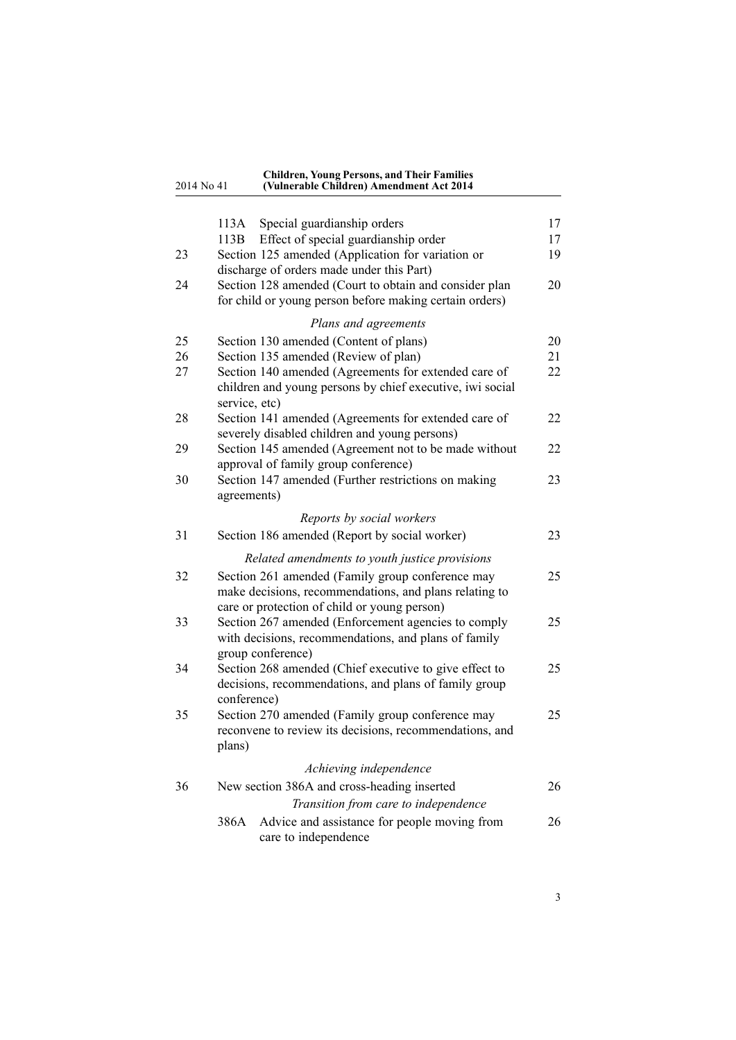| | | | |
|---|---|---|---|
| | 113A | Special guardianship orders | 17 |
| | 113B | Effect of special guardianship order | 17 |
| 23 | | Section 125 amended (Application for variation or discharge of orders made under this Part) | 19 |
| 24 | | Section 128 amended (Court to obtain and consider plan for child or young person before making certain orders) | 20 |
| | | *Plans and agreements* | |
| 25 | | Section 130 amended (Content of plans) | 20 |
| 26 | | Section 135 amended (Review of plan) | 21 |
| 27 | | Section 140 amended (Agreements for extended care of children and young persons by chief executive, iwi social service, etc) | 22 |
| 28 | | Section 141 amended (Agreements for extended care of severely disabled children and young persons) | 22 |
| 29 | | Section 145 amended (Agreement not to be made without approval of family group conference) | 22 |
| 30 | | Section 147 amended (Further restrictions on making agreements) | 23 |
| | | *Reports by social workers* | |
| 31 | | Section 186 amended (Report by social worker) | 23 |
| | | *Related amendments to youth justice provisions* | |
| 32 | | Section 261 amended (Family group conference may make decisions, recommendations, and plans relating to care or protection of child or young person) | 25 |
| 33 | | Section 267 amended (Enforcement agencies to comply with decisions, recommendations, and plans of family group conference) | 25 |
| 34 | | Section 268 amended (Chief executive to give effect to decisions, recommendations, and plans of family group conference) | 25 |
| 35 | | Section 270 amended (Family group conference may reconvene to review its decisions, recommendations, and plans) | 25 |
| | | *Achieving independence* | |
| 36 | | New section 386A and cross-heading inserted | 26 |
| | | *Transition from care to independence* | |
| | 386A | Advice and assistance for people moving from care to independence | 26 |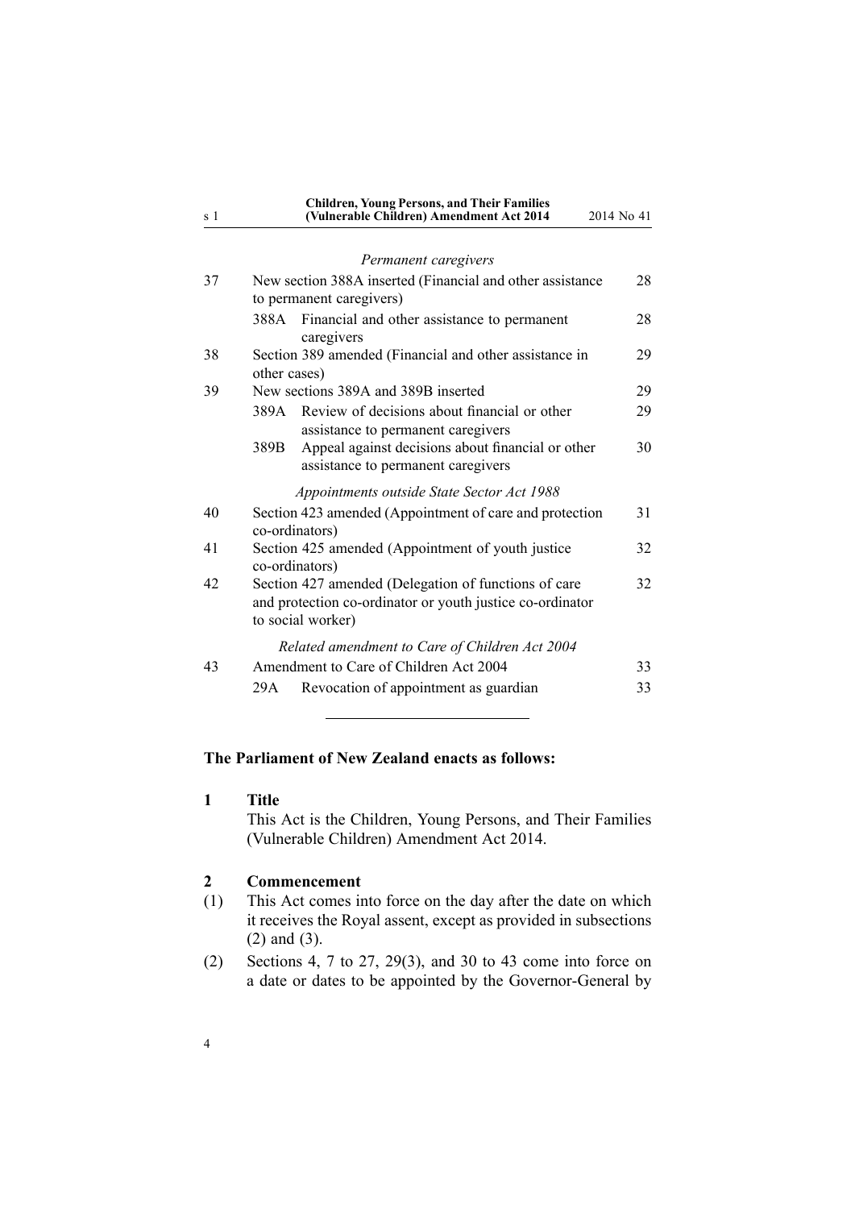*Permanent caregivers*

| | | |
|---|---|---|
| 37 | New section 388A inserted (Financial and other assistance to permanent caregivers) | 28 |
| | 388A Financial and other assistance to permanent caregivers | 28 |
| 38 | Section 389 amended (Financial and other assistance in other cases) | 29 |
| 39 | New sections 389A and 389B inserted | 29 |
| | 389A Review of decisions about financial or other assistance to permanent caregivers | 29 |
| | 389B Appeal against decisions about financial or other assistance to permanent caregivers | 30 |

*Appointments outside State Sector Act 1988*

| | | |
|---|---|---|
| 40 | Section 423 amended (Appointment of care and protection co-ordinators) | 31 |
| 41 | Section 425 amended (Appointment of youth justice co-ordinators) | 32 |
| 42 | Section 427 amended (Delegation of functions of care and protection co-ordinator or youth justice co-ordinator to social worker) | 32 |

*Related amendment to Care of Children Act 2004*

| | | |
|---|---|---|
| 43 | Amendment to Care of Children Act 2004 | 33 |
| | 29A Revocation of appointment as guardian | 33 |

---

**The Parliament of New Zealand enacts as follows:**

**1 Title**

This Act is the Children, Young Persons, and Their Families (Vulnerable Children) Amendment Act 2014.

**2 Commencement**

(1) This Act comes into force on the day after the date on which it receives the Royal assent, except as provided in subsections (2) and (3).

(2) Sections 4, 7 to 27, 29(3), and 30 to 43 come into force on a date or dates to be appointed by the Governor-General by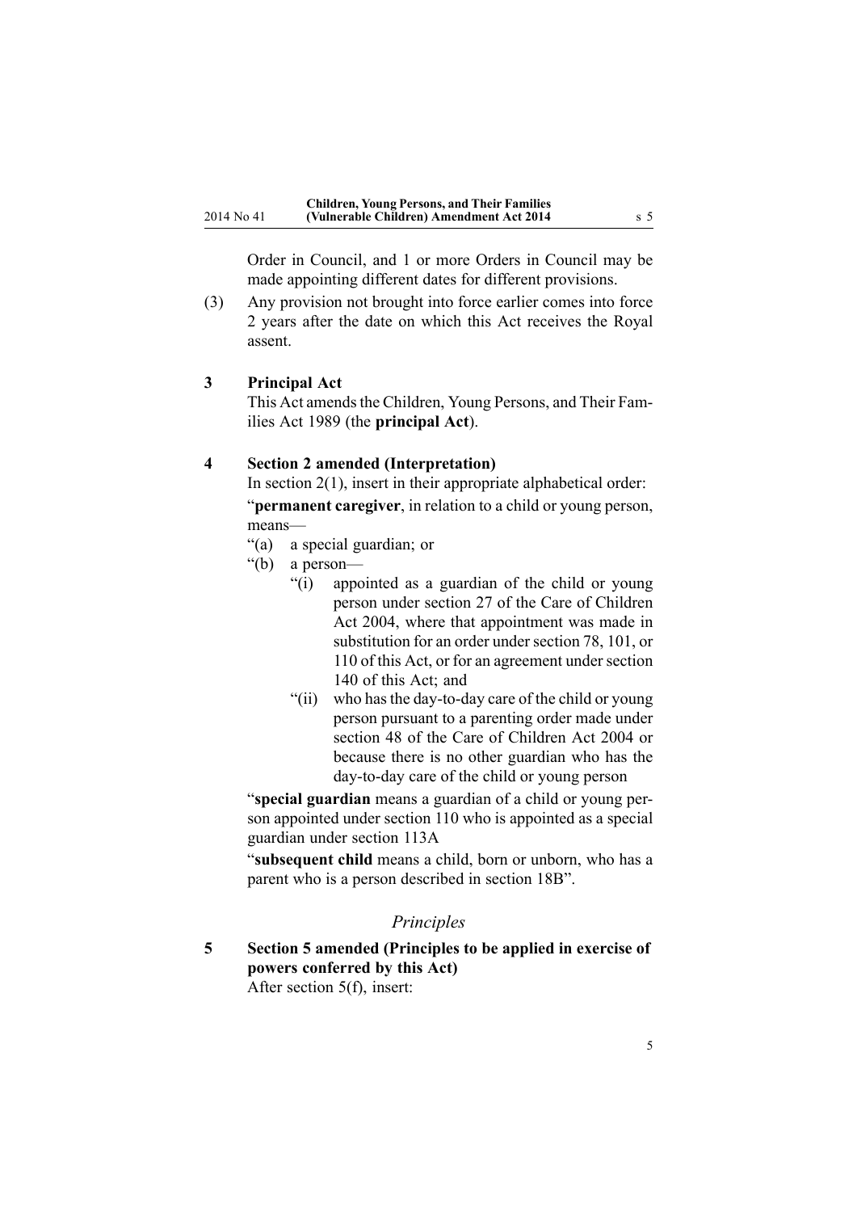Order in Council, and 1 or more Orders in Council may be made appointing different dates for different provisions.

(3) Any provision not brought into force earlier comes into force 2 years after the date on which this Act receives the Royal assent.

**3 Principal Act**

This Act amends the Children, Young Persons, and Their Families Act 1989 (the **principal Act**).

**4 Section 2 amended (Interpretation)**

In section 2(1), insert in their appropriate alphabetical order:

"**permanent caregiver**, in relation to a child or young person, means—

"(a) a special guardian; or

"(b) a person—

"(i) appointed as a guardian of the child or young person under section 27 of the Care of Children Act 2004, where that appointment was made in substitution for an order under section 78, 101, or 110 of this Act, or for an agreement under section 140 of this Act; and

"(ii) who has the day-to-day care of the child or young person pursuant to a parenting order made under section 48 of the Care of Children Act 2004 or because there is no other guardian who has the day-to-day care of the child or young person

"**special guardian** means a guardian of a child or young person appointed under section 110 who is appointed as a special guardian under section 113A

"**subsequent child** means a child, born or unborn, who has a parent who is a person described in section 18B".

## *Principles*

**5 Section 5 amended (Principles to be applied in exercise of powers conferred by this Act)**

After section 5(f), insert: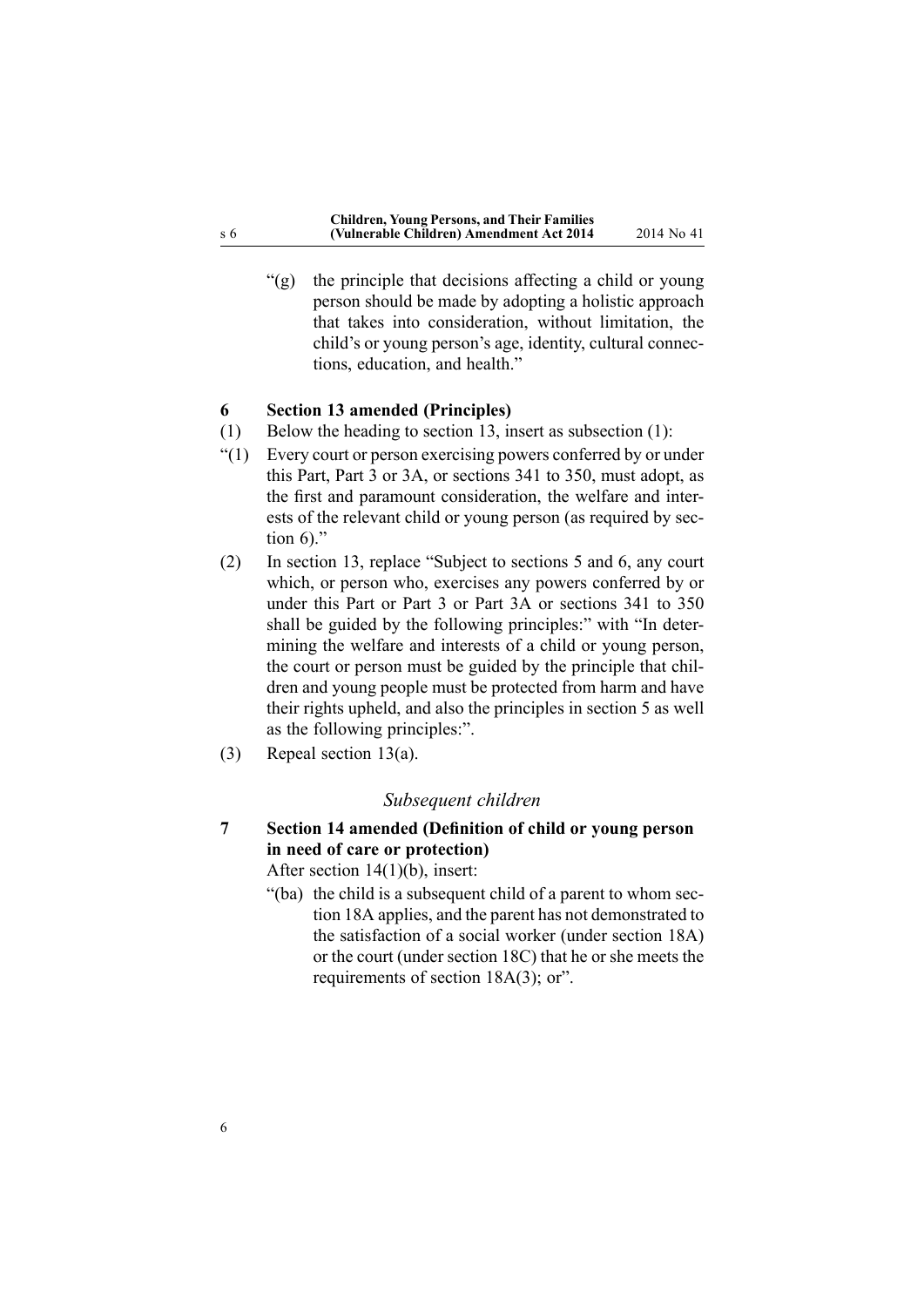"(g) the principle that decisions affecting a child or young person should be made by adopting a holistic approach that takes into consideration, without limitation, the child's or young person's age, identity, cultural connections, education, and health."

**6 Section 13 amended (Principles)**

(1) Below the heading to section 13, insert as subsection (1):

"(1) Every court or person exercising powers conferred by or under this Part, Part 3 or 3A, or sections 341 to 350, must adopt, as the first and paramount consideration, the welfare and interests of the relevant child or young person (as required by section 6)."

(2) In section 13, replace "Subject to sections 5 and 6, any court which, or person who, exercises any powers conferred by or under this Part or Part 3 or Part 3A or sections 341 to 350 shall be guided by the following principles:" with "In determining the welfare and interests of a child or young person, the court or person must be guided by the principle that children and young people must be protected from harm and have their rights upheld, and also the principles in section 5 as well as the following principles:".

(3) Repeal section 13(a).

*Subsequent children*

**7 Section 14 amended (Definition of child or young person in need of care or protection)**

After section 14(1)(b), insert:

"(ba) the child is a subsequent child of a parent to whom section 18A applies, and the parent has not demonstrated to the satisfaction of a social worker (under section 18A) or the court (under section 18C) that he or she meets the requirements of section 18A(3); or".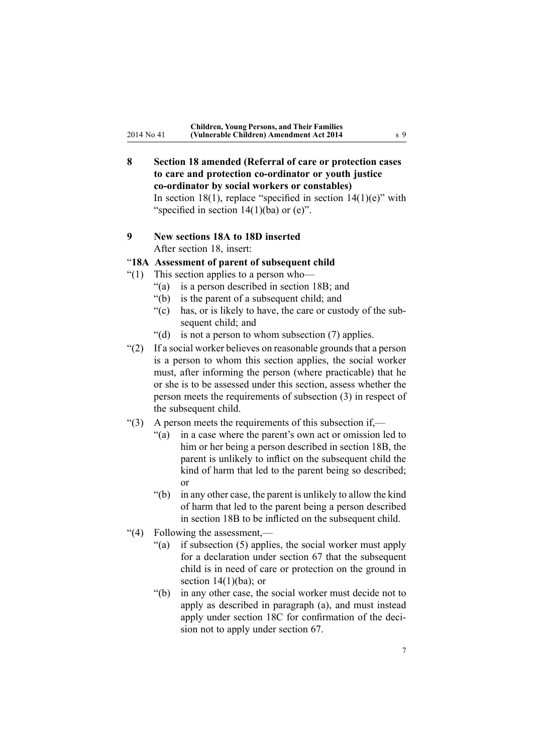**8 Section 18 amended (Referral of care or protection cases to care and protection co-ordinator or youth justice co-ordinator by social workers or constables)**

In section 18(1), replace "specified in section 14(1)(e)" with "specified in section 14(1)(ba) or (e)".

**9 New sections 18A to 18D inserted**

After section 18, insert:

"**18A Assessment of parent of subsequent child**

"(1) This section applies to a person who—

"(a) is a person described in section 18B; and

"(b) is the parent of a subsequent child; and

"(c) has, or is likely to have, the care or custody of the subsequent child; and

"(d) is not a person to whom subsection (7) applies.

"(2) If a social worker believes on reasonable grounds that a person is a person to whom this section applies, the social worker must, after informing the person (where practicable) that he or she is to be assessed under this section, assess whether the person meets the requirements of subsection (3) in respect of the subsequent child.

"(3) A person meets the requirements of this subsection if,—

"(a) in a case where the parent's own act or omission led to him or her being a person described in section 18B, the parent is unlikely to inflict on the subsequent child the kind of harm that led to the parent being so described; or

"(b) in any other case, the parent is unlikely to allow the kind of harm that led to the parent being a person described in section 18B to be inflicted on the subsequent child.

"(4) Following the assessment,—

"(a) if subsection (5) applies, the social worker must apply for a declaration under section 67 that the subsequent child is in need of care or protection on the ground in section 14(1)(ba); or

"(b) in any other case, the social worker must decide not to apply as described in paragraph (a), and must instead apply under section 18C for confirmation of the decision not to apply under section 67.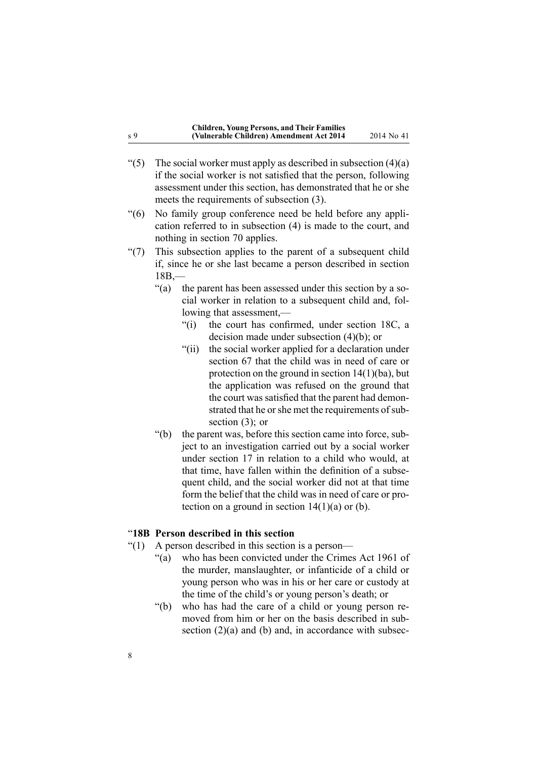"(5) The social worker must apply as described in subsection (4)(a) if the social worker is not satisfied that the person, following assessment under this section, has demonstrated that he or she meets the requirements of subsection (3).

"(6) No family group conference need be held before any application referred to in subsection (4) is made to the court, and nothing in section 70 applies.

"(7) This subsection applies to the parent of a subsequent child if, since he or she last became a person described in section 18B,—

"(a) the parent has been assessed under this section by a social worker in relation to a subsequent child and, following that assessment,—

"(i) the court has confirmed, under section 18C, a decision made under subsection (4)(b); or

"(ii) the social worker applied for a declaration under section 67 that the child was in need of care or protection on the ground in section 14(1)(ba), but the application was refused on the ground that the court was satisfied that the parent had demonstrated that he or she met the requirements of subsection (3); or

"(b) the parent was, before this section came into force, subject to an investigation carried out by a social worker under section 17 in relation to a child who would, at that time, have fallen within the definition of a subsequent child, and the social worker did not at that time form the belief that the child was in need of care or protection on a ground in section 14(1)(a) or (b).

"**18B Person described in this section**

"(1) A person described in this section is a person—

"(a) who has been convicted under the Crimes Act 1961 of the murder, manslaughter, or infanticide of a child or young person who was in his or her care or custody at the time of the child's or young person's death; or

"(b) who has had the care of a child or young person removed from him or her on the basis described in subsection (2)(a) and (b) and, in accordance with subsec-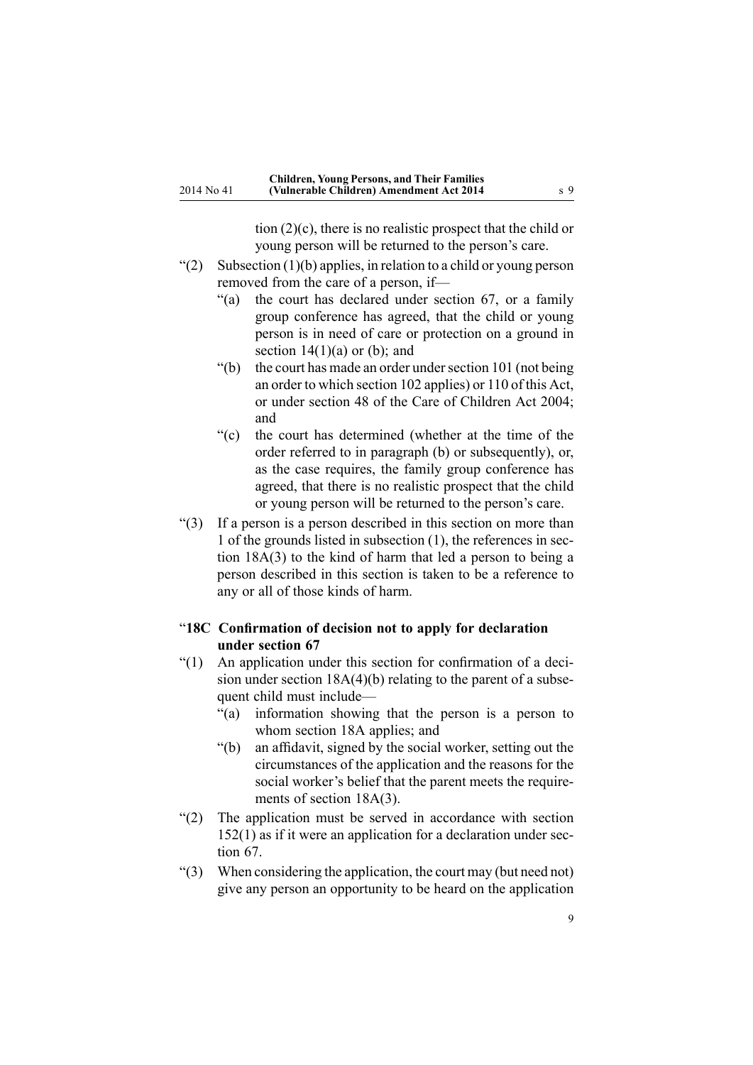tion (2)(c), there is no realistic prospect that the child or young person will be returned to the person's care.

"(2) Subsection (1)(b) applies, in relation to a child or young person removed from the care of a person, if—

"(a) the court has declared under section 67, or a family group conference has agreed, that the child or young person is in need of care or protection on a ground in section 14(1)(a) or (b); and

"(b) the court has made an order under section 101 (not being an order to which section 102 applies) or 110 of this Act, or under section 48 of the Care of Children Act 2004; and

"(c) the court has determined (whether at the time of the order referred to in paragraph (b) or subsequently), or, as the case requires, the family group conference has agreed, that there is no realistic prospect that the child or young person will be returned to the person's care.

"(3) If a person is a person described in this section on more than 1 of the grounds listed in subsection (1), the references in section 18A(3) to the kind of harm that led a person to being a person described in this section is taken to be a reference to any or all of those kinds of harm.

### "18C Confirmation of decision not to apply for declaration under section 67

"(1) An application under this section for confirmation of a decision under section 18A(4)(b) relating to the parent of a subsequent child must include—

"(a) information showing that the person is a person to whom section 18A applies; and

"(b) an affidavit, signed by the social worker, setting out the circumstances of the application and the reasons for the social worker's belief that the parent meets the requirements of section 18A(3).

"(2) The application must be served in accordance with section 152(1) as if it were an application for a declaration under section 67.

"(3) When considering the application, the court may (but need not) give any person an opportunity to be heard on the application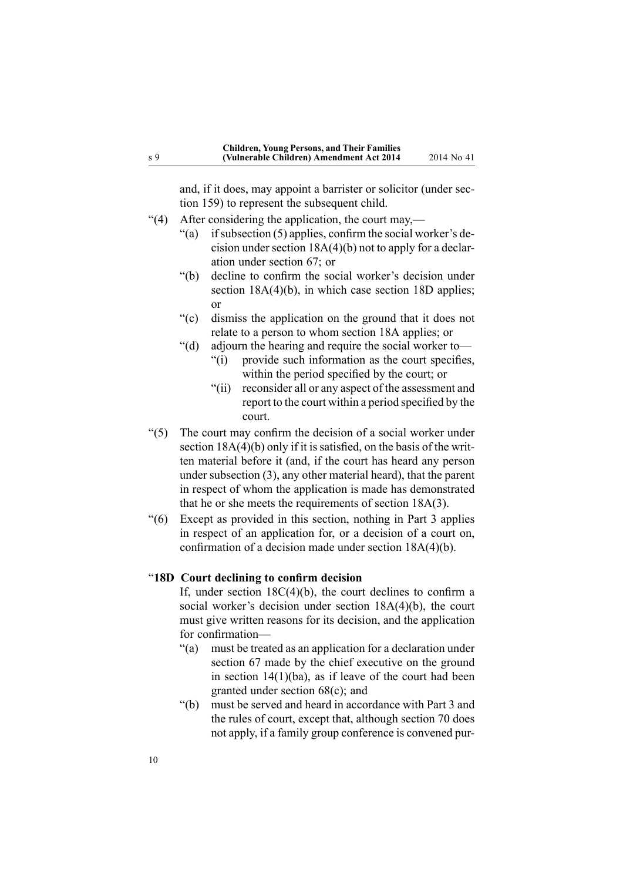and, if it does, may appoint a barrister or solicitor (under section 159) to represent the subsequent child.

"(4) After considering the application, the court may,—

"(a) if subsection (5) applies, confirm the social worker's decision under section 18A(4)(b) not to apply for a declaration under section 67; or

"(b) decline to confirm the social worker's decision under section 18A(4)(b), in which case section 18D applies; or

"(c) dismiss the application on the ground that it does not relate to a person to whom section 18A applies; or

"(d) adjourn the hearing and require the social worker to—

"(i) provide such information as the court specifies, within the period specified by the court; or

"(ii) reconsider all or any aspect of the assessment and report to the court within a period specified by the court.

"(5) The court may confirm the decision of a social worker under section 18A(4)(b) only if it is satisfied, on the basis of the written material before it (and, if the court has heard any person under subsection (3), any other material heard), that the parent in respect of whom the application is made has demonstrated that he or she meets the requirements of section 18A(3).

"(6) Except as provided in this section, nothing in Part 3 applies in respect of an application for, or a decision of a court on, confirmation of a decision made under section 18A(4)(b).

"**18D Court declining to confirm decision**

If, under section 18C(4)(b), the court declines to confirm a social worker's decision under section 18A(4)(b), the court must give written reasons for its decision, and the application for confirmation—

"(a) must be treated as an application for a declaration under section 67 made by the chief executive on the ground in section 14(1)(ba), as if leave of the court had been granted under section 68(c); and

"(b) must be served and heard in accordance with Part 3 and the rules of court, except that, although section 70 does not apply, if a family group conference is convened pur-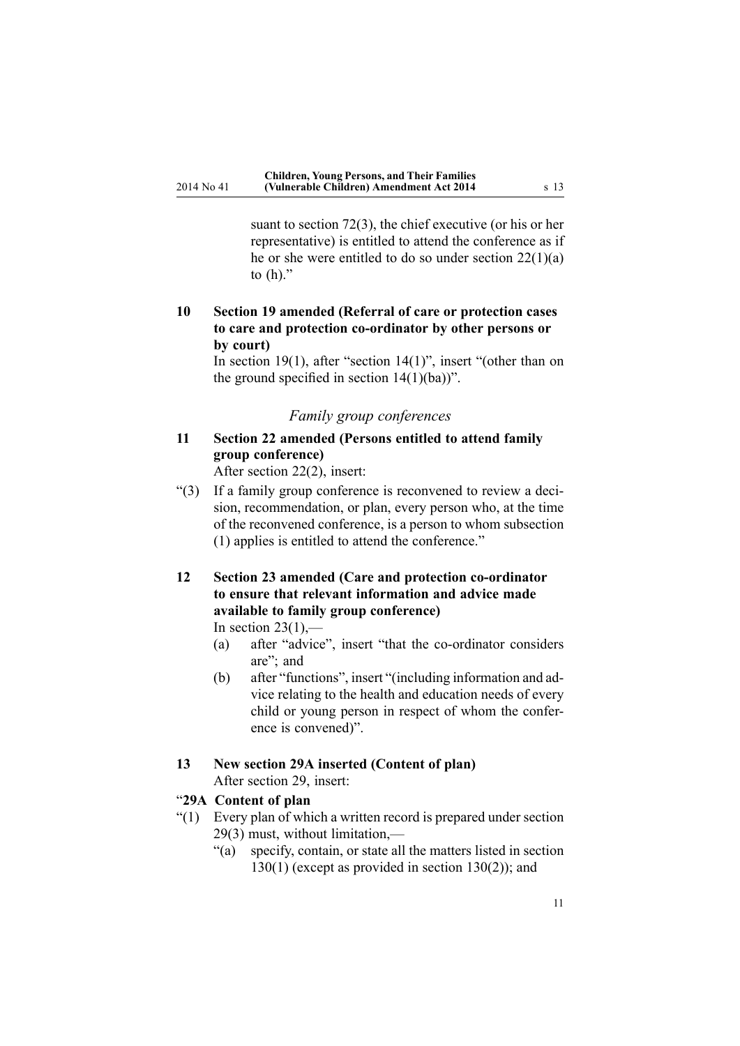suant to section 72(3), the chief executive (or his or her representative) is entitled to attend the conference as if he or she were entitled to do so under section 22(1)(a) to (h)."

**10 Section 19 amended (Referral of care or protection cases to care and protection co-ordinator by other persons or by court)**

In section 19(1), after "section 14(1)", insert "(other than on the ground specified in section 14(1)(ba))".

*Family group conferences*

**11 Section 22 amended (Persons entitled to attend family group conference)**

After section 22(2), insert:

"(3) If a family group conference is reconvened to review a decision, recommendation, or plan, every person who, at the time of the reconvened conference, is a person to whom subsection (1) applies is entitled to attend the conference."

**12 Section 23 amended (Care and protection co-ordinator to ensure that relevant information and advice made available to family group conference)**

In section 23(1),—

(a) after "advice", insert "that the co-ordinator considers are"; and

(b) after "functions", insert "(including information and advice relating to the health and education needs of every child or young person in respect of whom the conference is convened)".

**13 New section 29A inserted (Content of plan)**

After section 29, insert:

"**29A Content of plan**

"(1) Every plan of which a written record is prepared under section 29(3) must, without limitation,—

"(a) specify, contain, or state all the matters listed in section 130(1) (except as provided in section 130(2)); and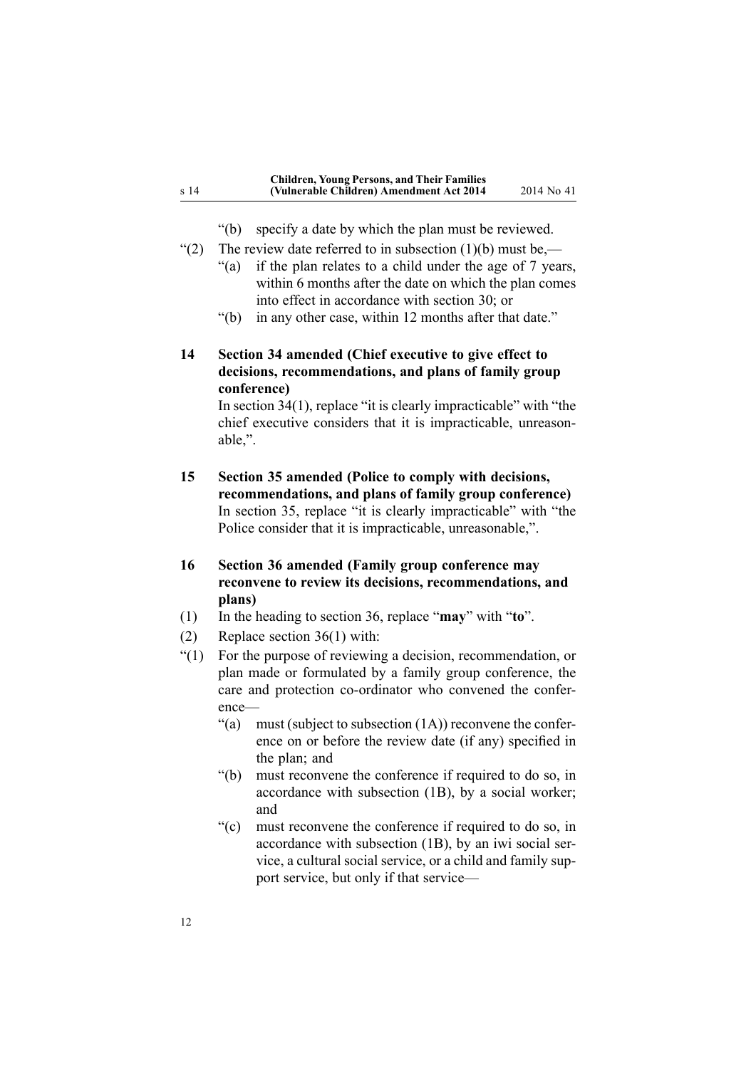"(b) specify a date by which the plan must be reviewed.

"(2) The review date referred to in subsection (1)(b) must be,—

"(a) if the plan relates to a child under the age of 7 years, within 6 months after the date on which the plan comes into effect in accordance with section 30; or

"(b) in any other case, within 12 months after that date."

**14 Section 34 amended (Chief executive to give effect to decisions, recommendations, and plans of family group conference)**

In section 34(1), replace "it is clearly impracticable" with "the chief executive considers that it is impracticable, unreasonable,".

**15 Section 35 amended (Police to comply with decisions, recommendations, and plans of family group conference)**

In section 35, replace "it is clearly impracticable" with "the Police consider that it is impracticable, unreasonable,".

**16 Section 36 amended (Family group conference may reconvene to review its decisions, recommendations, and plans)**

(1) In the heading to section 36, replace "**may**" with "**to**".

(2) Replace section 36(1) with:

"(1) For the purpose of reviewing a decision, recommendation, or plan made or formulated by a family group conference, the care and protection co-ordinator who convened the conference—

"(a) must (subject to subsection (1A)) reconvene the conference on or before the review date (if any) specified in the plan; and

"(b) must reconvene the conference if required to do so, in accordance with subsection (1B), by a social worker; and

"(c) must reconvene the conference if required to do so, in accordance with subsection (1B), by an iwi social service, a cultural social service, or a child and family support service, but only if that service—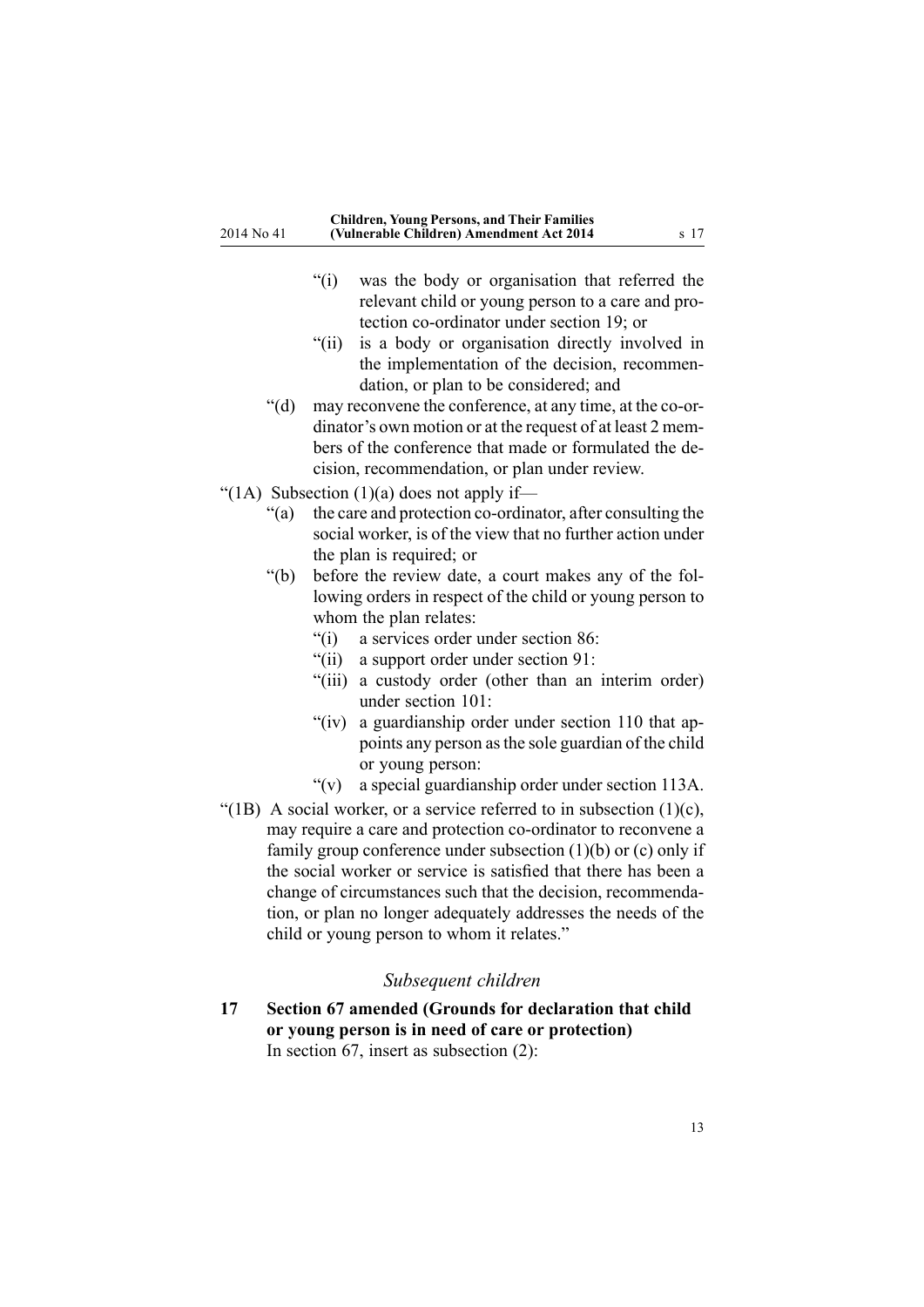"(i) was the body or organisation that referred the relevant child or young person to a care and protection co-ordinator under section 19; or

"(ii) is a body or organisation directly involved in the implementation of the decision, recommendation, or plan to be considered; and

"(d) may reconvene the conference, at any time, at the co-ordinator's own motion or at the request of at least 2 members of the conference that made or formulated the decision, recommendation, or plan under review.

"(1A) Subsection (1)(a) does not apply if—

"(a) the care and protection co-ordinator, after consulting the social worker, is of the view that no further action under the plan is required; or

"(b) before the review date, a court makes any of the following orders in respect of the child or young person to whom the plan relates:

"(i) a services order under section 86:

"(ii) a support order under section 91:

"(iii) a custody order (other than an interim order) under section 101:

"(iv) a guardianship order under section 110 that appoints any person as the sole guardian of the child or young person:

"(v) a special guardianship order under section 113A.

"(1B) A social worker, or a service referred to in subsection (1)(c), may require a care and protection co-ordinator to reconvene a family group conference under subsection (1)(b) or (c) only if the social worker or service is satisfied that there has been a change of circumstances such that the decision, recommendation, or plan no longer adequately addresses the needs of the child or young person to whom it relates."

*Subsequent children*

**17 Section 67 amended (Grounds for declaration that child or young person is in need of care or protection)**

In section 67, insert as subsection (2):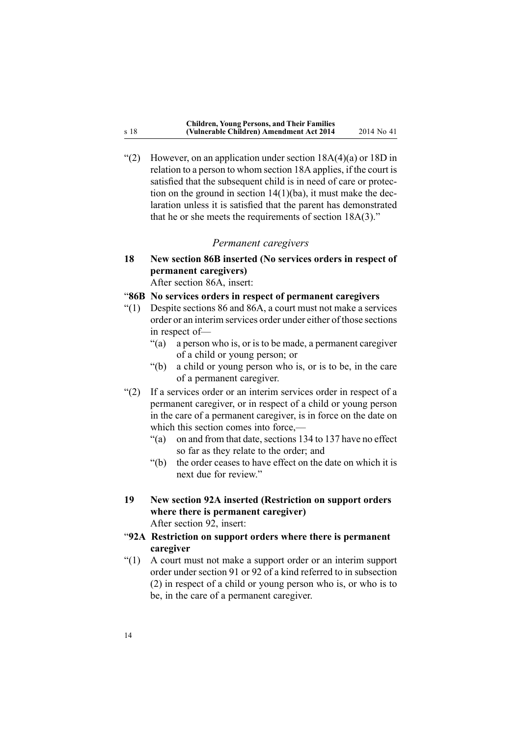"(2) However, on an application under section 18A(4)(a) or 18D in relation to a person to whom section 18A applies, if the court is satisfied that the subsequent child is in need of care or protection on the ground in section 14(1)(ba), it must make the declaration unless it is satisfied that the parent has demonstrated that he or she meets the requirements of section 18A(3)."

### *Permanent caregivers*

**18 New section 86B inserted (No services orders in respect of permanent caregivers)**

After section 86A, insert:

"**86B No services orders in respect of permanent caregivers**

"(1) Despite sections 86 and 86A, a court must not make a services order or an interim services order under either of those sections in respect of—

"(a) a person who is, or is to be made, a permanent caregiver of a child or young person; or

"(b) a child or young person who is, or is to be, in the care of a permanent caregiver.

"(2) If a services order or an interim services order in respect of a permanent caregiver, or in respect of a child or young person in the care of a permanent caregiver, is in force on the date on which this section comes into force,—

"(a) on and from that date, sections 134 to 137 have no effect so far as they relate to the order; and

"(b) the order ceases to have effect on the date on which it is next due for review."

**19 New section 92A inserted (Restriction on support orders where there is permanent caregiver)**

After section 92, insert:

"**92A Restriction on support orders where there is permanent caregiver**

"(1) A court must not make a support order or an interim support order under section 91 or 92 of a kind referred to in subsection (2) in respect of a child or young person who is, or who is to be, in the care of a permanent caregiver.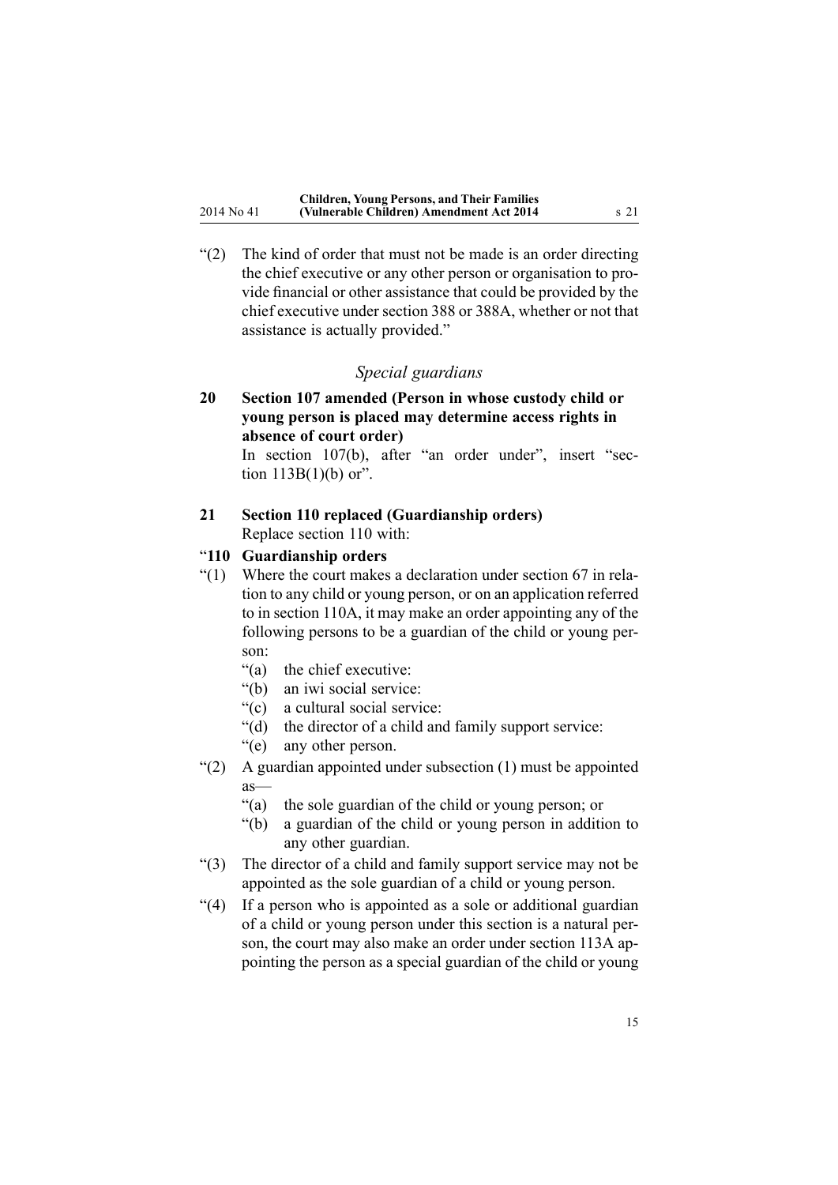"(2) The kind of order that must not be made is an order directing the chief executive or any other person or organisation to provide financial or other assistance that could be provided by the chief executive under section 388 or 388A, whether or not that assistance is actually provided."

### *Special guardians*

**20 Section 107 amended (Person in whose custody child or young person is placed may determine access rights in absence of court order)**

In section 107(b), after "an order under", insert "section 113B(1)(b) or".

**21 Section 110 replaced (Guardianship orders)**

Replace section 110 with:

"**110 Guardianship orders**

"(1) Where the court makes a declaration under section 67 in relation to any child or young person, or on an application referred to in section 110A, it may make an order appointing any of the following persons to be a guardian of the child or young person:

- "(a) the chief executive:
- "(b) an iwi social service:
- "(c) a cultural social service:
- "(d) the director of a child and family support service:
- "(e) any other person.

"(2) A guardian appointed under subsection (1) must be appointed as—

- "(a) the sole guardian of the child or young person; or
- "(b) a guardian of the child or young person in addition to any other guardian.

"(3) The director of a child and family support service may not be appointed as the sole guardian of a child or young person.

"(4) If a person who is appointed as a sole or additional guardian of a child or young person under this section is a natural person, the court may also make an order under section 113A appointing the person as a special guardian of the child or young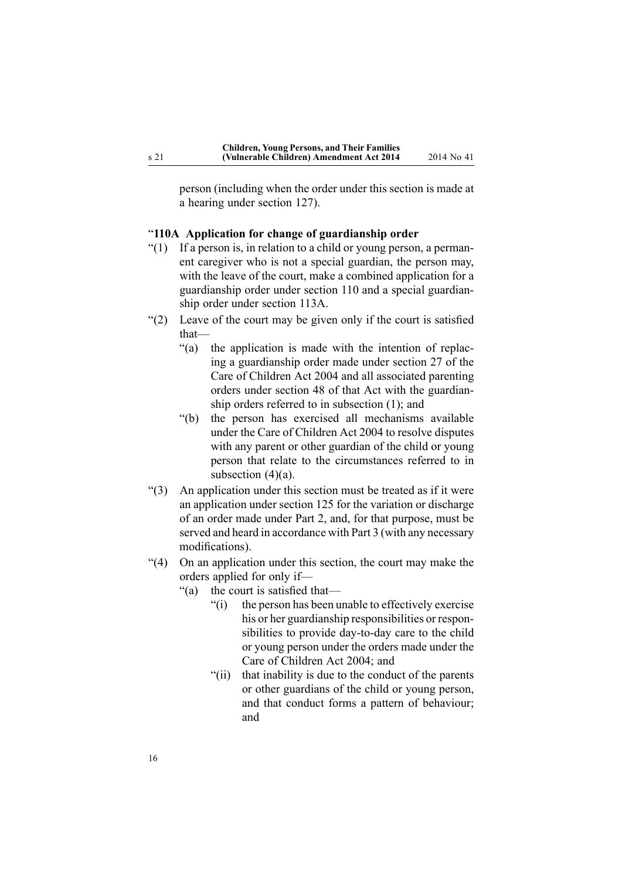person (including when the order under this section is made at a hearing under section 127).

### "110A Application for change of guardianship order

"(1) If a person is, in relation to a child or young person, a permanent caregiver who is not a special guardian, the person may, with the leave of the court, make a combined application for a guardianship order under section 110 and a special guardianship order under section 113A.

"(2) Leave of the court may be given only if the court is satisfied that—

"(a) the application is made with the intention of replacing a guardianship order made under section 27 of the Care of Children Act 2004 and all associated parenting orders under section 48 of that Act with the guardianship orders referred to in subsection (1); and

"(b) the person has exercised all mechanisms available under the Care of Children Act 2004 to resolve disputes with any parent or other guardian of the child or young person that relate to the circumstances referred to in subsection (4)(a).

"(3) An application under this section must be treated as if it were an application under section 125 for the variation or discharge of an order made under Part 2, and, for that purpose, must be served and heard in accordance with Part 3 (with any necessary modifications).

"(4) On an application under this section, the court may make the orders applied for only if—

"(a) the court is satisfied that—

"(i) the person has been unable to effectively exercise his or her guardianship responsibilities or responsibilities to provide day-to-day care to the child or young person under the orders made under the Care of Children Act 2004; and

"(ii) that inability is due to the conduct of the parents or other guardians of the child or young person, and that conduct forms a pattern of behaviour; and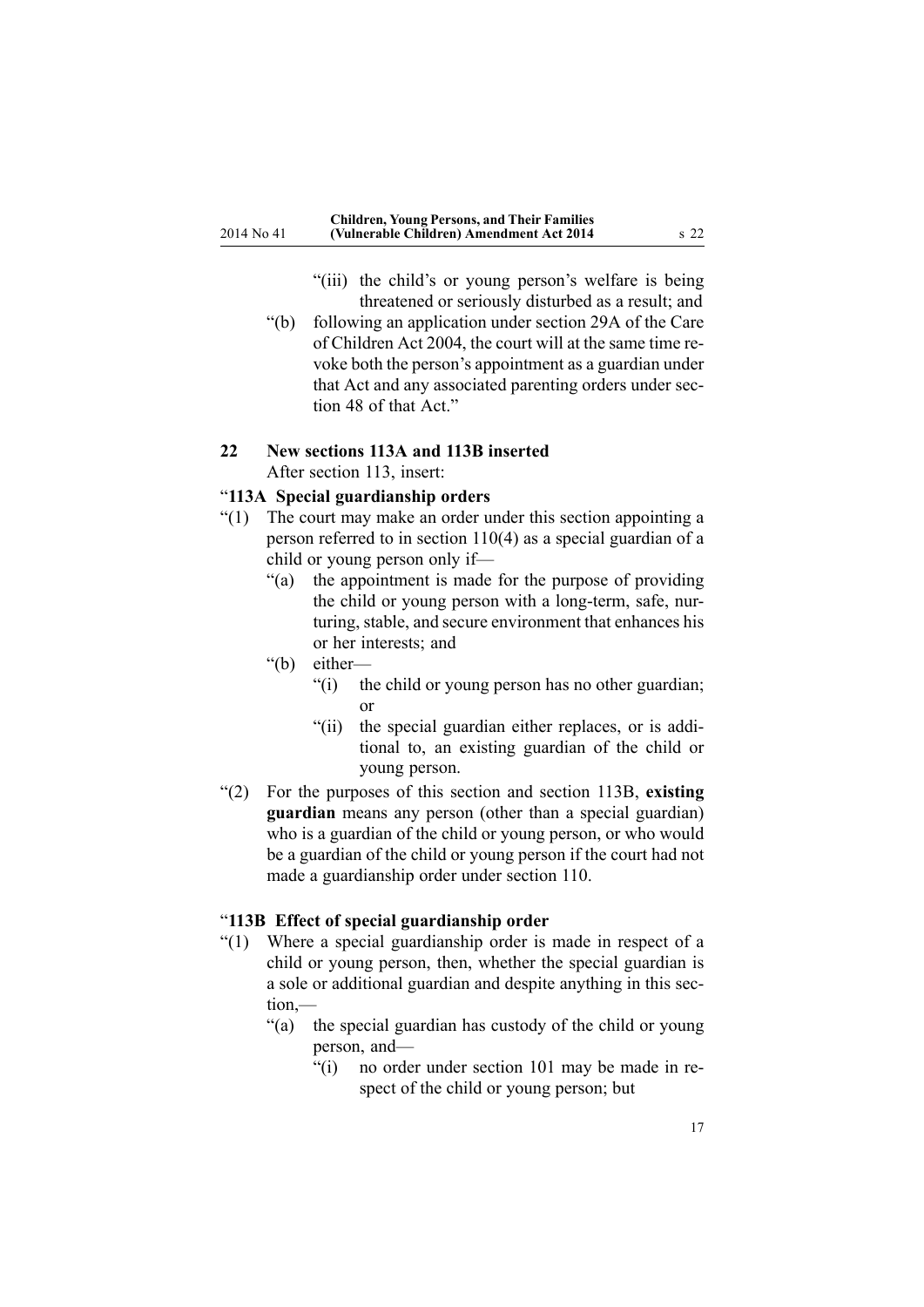"(iii) the child's or young person's welfare is being threatened or seriously disturbed as a result; and

"(b) following an application under section 29A of the Care of Children Act 2004, the court will at the same time revoke both the person's appointment as a guardian under that Act and any associated parenting orders under section 48 of that Act."

## 22 New sections 113A and 113B inserted

After section 113, insert:

### "113A Special guardianship orders

"(1) The court may make an order under this section appointing a person referred to in section 110(4) as a special guardian of a child or young person only if—

"(a) the appointment is made for the purpose of providing the child or young person with a long-term, safe, nurturing, stable, and secure environment that enhances his or her interests; and

"(b) either—

"(i) the child or young person has no other guardian; or

"(ii) the special guardian either replaces, or is additional to, an existing guardian of the child or young person.

"(2) For the purposes of this section and section 113B, **existing guardian** means any person (other than a special guardian) who is a guardian of the child or young person, or who would be a guardian of the child or young person if the court had not made a guardianship order under section 110.

### "113B Effect of special guardianship order

"(1) Where a special guardianship order is made in respect of a child or young person, then, whether the special guardian is a sole or additional guardian and despite anything in this section,—

"(a) the special guardian has custody of the child or young person, and—

"(i) no order under section 101 may be made in respect of the child or young person; but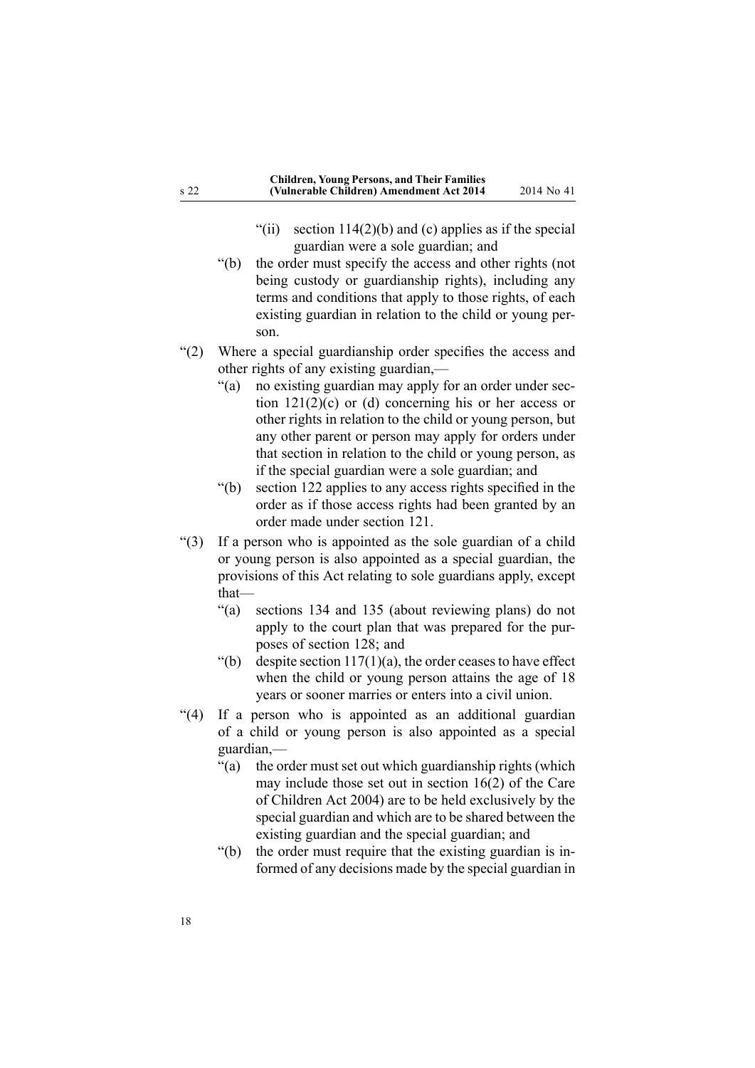"(ii) section 114(2)(b) and (c) applies as if the special guardian were a sole guardian; and

"(b) the order must specify the access and other rights (not being custody or guardianship rights), including any terms and conditions that apply to those rights, of each existing guardian in relation to the child or young person.

"(2) Where a special guardianship order specifies the access and other rights of any existing guardian,—

"(a) no existing guardian may apply for an order under section 121(2)(c) or (d) concerning his or her access or other rights in relation to the child or young person, but any other parent or person may apply for orders under that section in relation to the child or young person, as if the special guardian were a sole guardian; and

"(b) section 122 applies to any access rights specified in the order as if those access rights had been granted by an order made under section 121.

"(3) If a person who is appointed as the sole guardian of a child or young person is also appointed as a special guardian, the provisions of this Act relating to sole guardians apply, except that—

"(a) sections 134 and 135 (about reviewing plans) do not apply to the court plan that was prepared for the purposes of section 128; and

"(b) despite section 117(1)(a), the order ceases to have effect when the child or young person attains the age of 18 years or sooner marries or enters into a civil union.

"(4) If a person who is appointed as an additional guardian of a child or young person is also appointed as a special guardian,—

"(a) the order must set out which guardianship rights (which may include those set out in section 16(2) of the Care of Children Act 2004) are to be held exclusively by the special guardian and which are to be shared between the existing guardian and the special guardian; and

"(b) the order must require that the existing guardian is informed of any decisions made by the special guardian in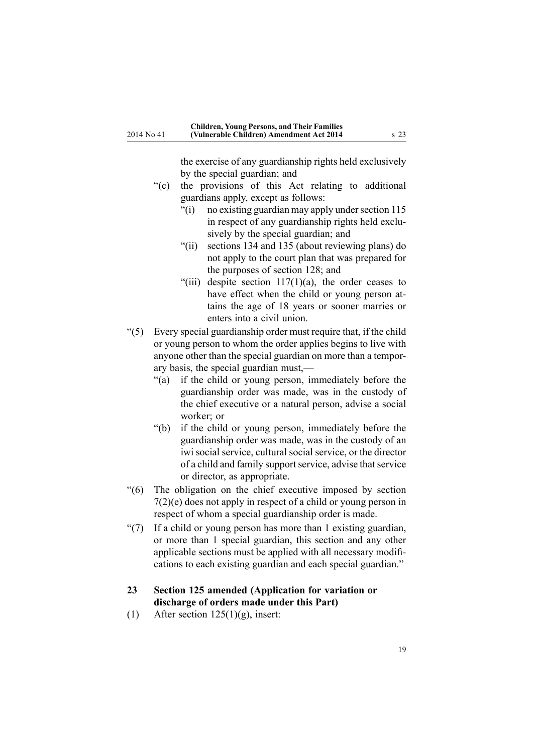the exercise of any guardianship rights held exclusively by the special guardian; and

"(c) the provisions of this Act relating to additional guardians apply, except as follows:

"(i) no existing guardian may apply under section 115 in respect of any guardianship rights held exclusively by the special guardian; and

"(ii) sections 134 and 135 (about reviewing plans) do not apply to the court plan that was prepared for the purposes of section 128; and

"(iii) despite section 117(1)(a), the order ceases to have effect when the child or young person attains the age of 18 years or sooner marries or enters into a civil union.

"(5) Every special guardianship order must require that, if the child or young person to whom the order applies begins to live with anyone other than the special guardian on more than a temporary basis, the special guardian must,—

"(a) if the child or young person, immediately before the guardianship order was made, was in the custody of the chief executive or a natural person, advise a social worker; or

"(b) if the child or young person, immediately before the guardianship order was made, was in the custody of an iwi social service, cultural social service, or the director of a child and family support service, advise that service or director, as appropriate.

"(6) The obligation on the chief executive imposed by section 7(2)(e) does not apply in respect of a child or young person in respect of whom a special guardianship order is made.

"(7) If a child or young person has more than 1 existing guardian, or more than 1 special guardian, this section and any other applicable sections must be applied with all necessary modifications to each existing guardian and each special guardian."

**23 Section 125 amended (Application for variation or discharge of orders made under this Part)**

(1) After section 125(1)(g), insert: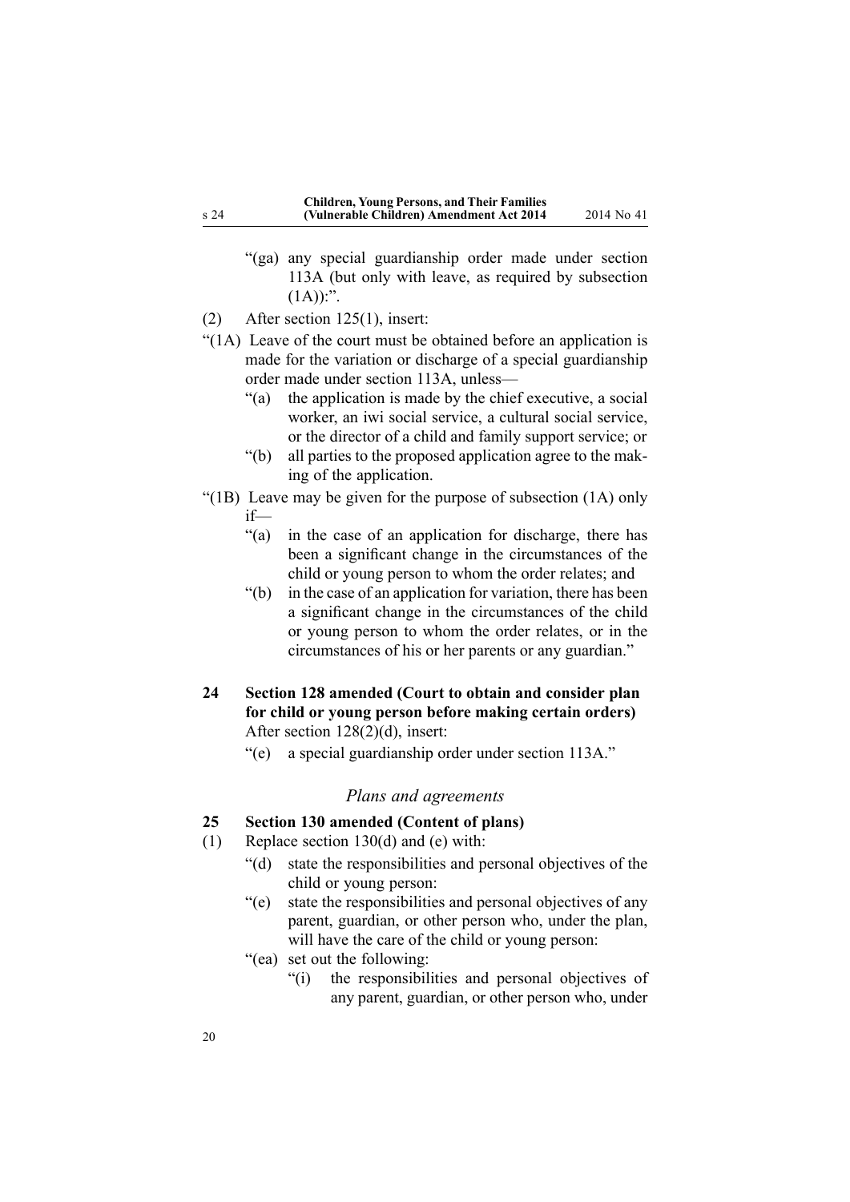"(ga) any special guardianship order made under section 113A (but only with leave, as required by subsection (1A)):".

(2) After section 125(1), insert:

"(1A) Leave of the court must be obtained before an application is made for the variation or discharge of a special guardianship order made under section 113A, unless—

"(a) the application is made by the chief executive, a social worker, an iwi social service, a cultural social service, or the director of a child and family support service; or

"(b) all parties to the proposed application agree to the making of the application.

"(1B) Leave may be given for the purpose of subsection (1A) only if—

"(a) in the case of an application for discharge, there has been a significant change in the circumstances of the child or young person to whom the order relates; and

"(b) in the case of an application for variation, there has been a significant change in the circumstances of the child or young person to whom the order relates, or in the circumstances of his or her parents or any guardian."

**24 Section 128 amended (Court to obtain and consider plan for child or young person before making certain orders)**

After section 128(2)(d), insert:

"(e) a special guardianship order under section 113A."

*Plans and agreements*

**25 Section 130 amended (Content of plans)**

(1) Replace section 130(d) and (e) with:

"(d) state the responsibilities and personal objectives of the child or young person:

"(e) state the responsibilities and personal objectives of any parent, guardian, or other person who, under the plan, will have the care of the child or young person:

"(ea) set out the following:

"(i) the responsibilities and personal objectives of any parent, guardian, or other person who, under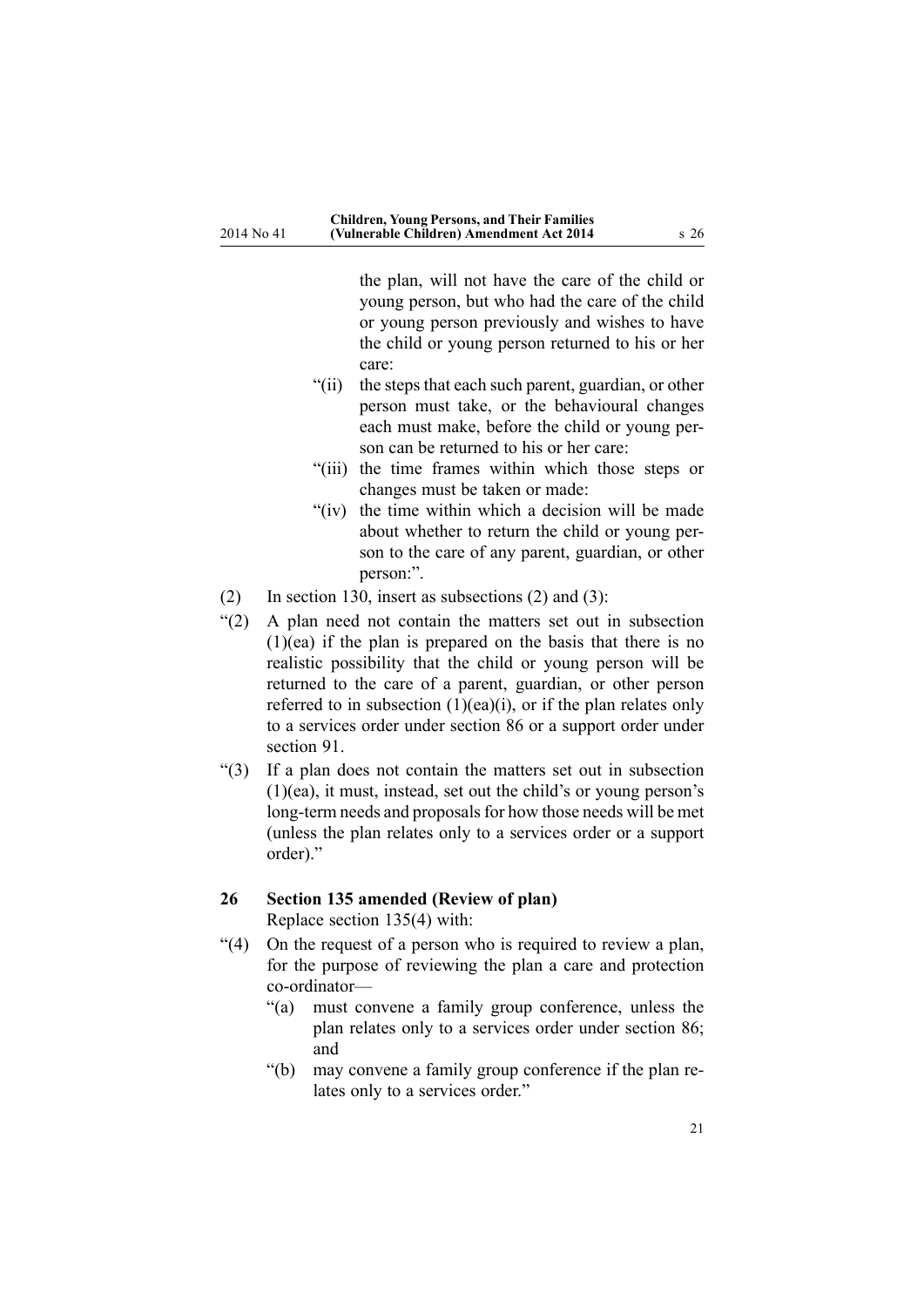the plan, will not have the care of the child or young person, but who had the care of the child or young person previously and wishes to have the child or young person returned to his or her care:

"(ii) the steps that each such parent, guardian, or other person must take, or the behavioural changes each must make, before the child or young person can be returned to his or her care:

"(iii) the time frames within which those steps or changes must be taken or made:

"(iv) the time within which a decision will be made about whether to return the child or young person to the care of any parent, guardian, or other person:".

(2) In section 130, insert as subsections (2) and (3):

"(2) A plan need not contain the matters set out in subsection (1)(ea) if the plan is prepared on the basis that there is no realistic possibility that the child or young person will be returned to the care of a parent, guardian, or other person referred to in subsection (1)(ea)(i), or if the plan relates only to a services order under section 86 or a support order under section 91.

"(3) If a plan does not contain the matters set out in subsection (1)(ea), it must, instead, set out the child's or young person's long-term needs and proposals for how those needs will be met (unless the plan relates only to a services order or a support order)."

**26 Section 135 amended (Review of plan)**

Replace section 135(4) with:

"(4) On the request of a person who is required to review a plan, for the purpose of reviewing the plan a care and protection co-ordinator—

"(a) must convene a family group conference, unless the plan relates only to a services order under section 86; and

"(b) may convene a family group conference if the plan relates only to a services order."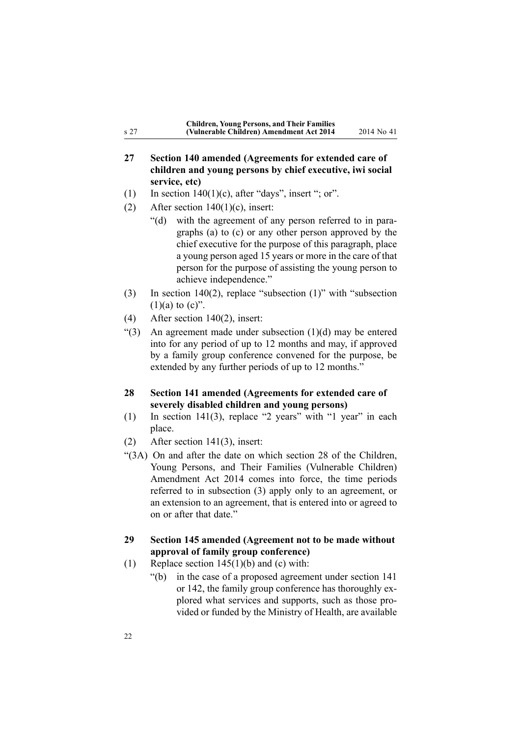## 27 Section 140 amended (Agreements for extended care of children and young persons by chief executive, iwi social service, etc)

(1) In section 140(1)(c), after "days", insert "; or".

(2) After section 140(1)(c), insert:

"(d) with the agreement of any person referred to in paragraphs (a) to (c) or any other person approved by the chief executive for the purpose of this paragraph, place a young person aged 15 years or more in the care of that person for the purpose of assisting the young person to achieve independence."

(3) In section 140(2), replace "subsection (1)" with "subsection (1)(a) to (c)".

(4) After section 140(2), insert:

"(3) An agreement made under subsection (1)(d) may be entered into for any period of up to 12 months and may, if approved by a family group conference convened for the purpose, be extended by any further periods of up to 12 months."

## 28 Section 141 amended (Agreements for extended care of severely disabled children and young persons)

(1) In section 141(3), replace "2 years" with "1 year" in each place.

(2) After section 141(3), insert:

"(3A) On and after the date on which section 28 of the Children, Young Persons, and Their Families (Vulnerable Children) Amendment Act 2014 comes into force, the time periods referred to in subsection (3) apply only to an agreement, or an extension to an agreement, that is entered into or agreed to on or after that date."

## 29 Section 145 amended (Agreement not to be made without approval of family group conference)

(1) Replace section 145(1)(b) and (c) with:

"(b) in the case of a proposed agreement under section 141 or 142, the family group conference has thoroughly explored what services and supports, such as those provided or funded by the Ministry of Health, are available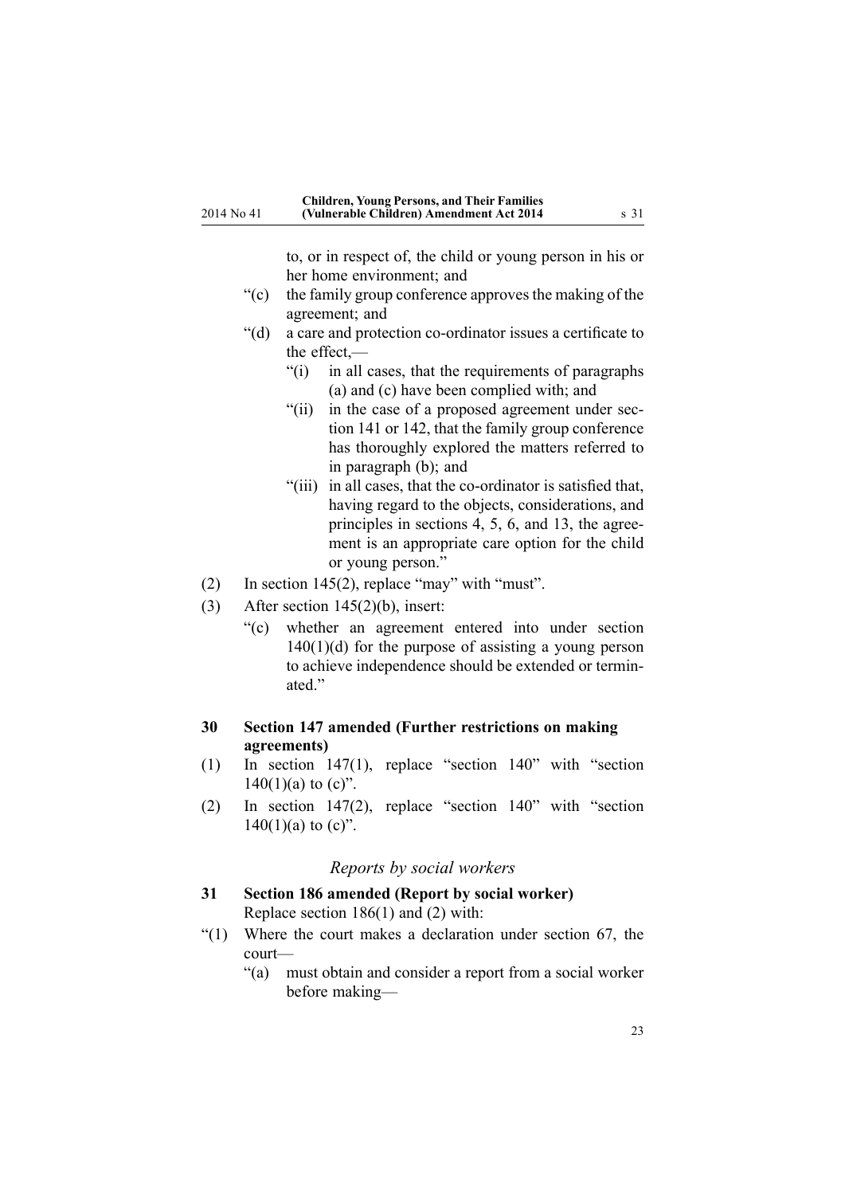to, or in respect of, the child or young person in his or her home environment; and

"(c) the family group conference approves the making of the agreement; and

"(d) a care and protection co-ordinator issues a certificate to the effect,—

"(i) in all cases, that the requirements of paragraphs (a) and (c) have been complied with; and

"(ii) in the case of a proposed agreement under section 141 or 142, that the family group conference has thoroughly explored the matters referred to in paragraph (b); and

"(iii) in all cases, that the co-ordinator is satisfied that, having regard to the objects, considerations, and principles in sections 4, 5, 6, and 13, the agreement is an appropriate care option for the child or young person."

(2) In section 145(2), replace "may" with "must".

(3) After section 145(2)(b), insert:

"(c) whether an agreement entered into under section 140(1)(d) for the purpose of assisting a young person to achieve independence should be extended or terminated."

**30 Section 147 amended (Further restrictions on making agreements)**

(1) In section 147(1), replace "section 140" with "section 140(1)(a) to (c)".

(2) In section 147(2), replace "section 140" with "section 140(1)(a) to (c)".

*Reports by social workers*

**31 Section 186 amended (Report by social worker)**

Replace section 186(1) and (2) with:

"(1) Where the court makes a declaration under section 67, the court—

"(a) must obtain and consider a report from a social worker before making—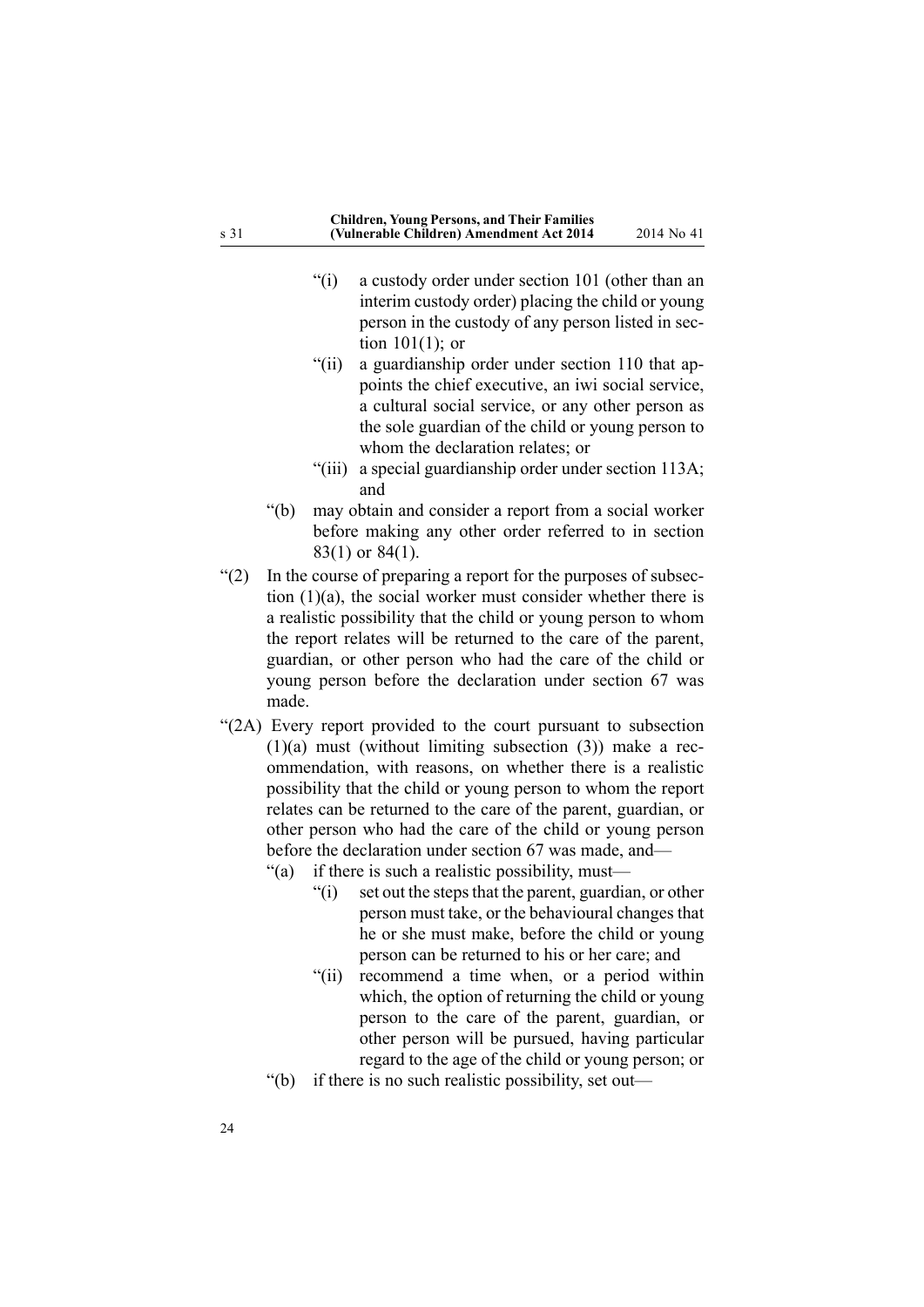"(i) a custody order under section 101 (other than an interim custody order) placing the child or young person in the custody of any person listed in section 101(1); or

"(ii) a guardianship order under section 110 that appoints the chief executive, an iwi social service, a cultural social service, or any other person as the sole guardian of the child or young person to whom the declaration relates; or

"(iii) a special guardianship order under section 113A; and

"(b) may obtain and consider a report from a social worker before making any other order referred to in section 83(1) or 84(1).

"(2) In the course of preparing a report for the purposes of subsection (1)(a), the social worker must consider whether there is a realistic possibility that the child or young person to whom the report relates will be returned to the care of the parent, guardian, or other person who had the care of the child or young person before the declaration under section 67 was made.

"(2A) Every report provided to the court pursuant to subsection (1)(a) must (without limiting subsection (3)) make a recommendation, with reasons, on whether there is a realistic possibility that the child or young person to whom the report relates can be returned to the care of the parent, guardian, or other person who had the care of the child or young person before the declaration under section 67 was made, and—

"(a) if there is such a realistic possibility, must—

"(i) set out the steps that the parent, guardian, or other person must take, or the behavioural changes that he or she must make, before the child or young person can be returned to his or her care; and

"(ii) recommend a time when, or a period within which, the option of returning the child or young person to the care of the parent, guardian, or other person will be pursued, having particular regard to the age of the child or young person; or

"(b) if there is no such realistic possibility, set out—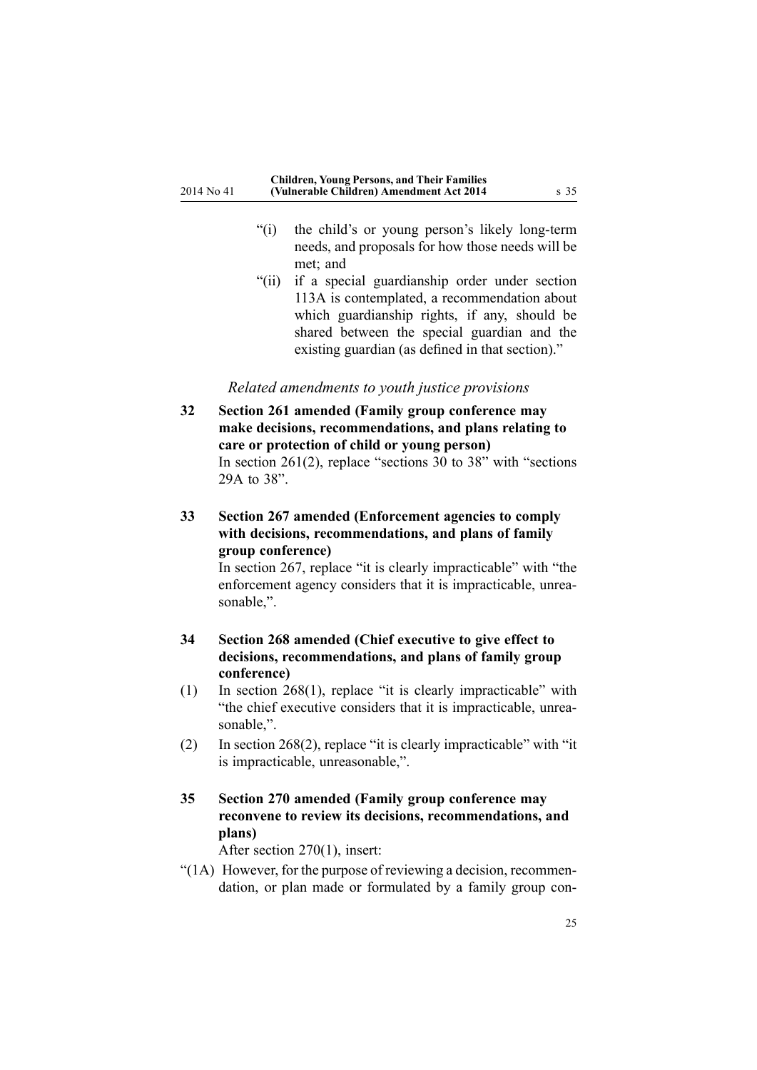"(i) the child's or young person's likely long-term needs, and proposals for how those needs will be met; and

"(ii) if a special guardianship order under section 113A is contemplated, a recommendation about which guardianship rights, if any, should be shared between the special guardian and the existing guardian (as defined in that section)."

*Related amendments to youth justice provisions*

**32 Section 261 amended (Family group conference may make decisions, recommendations, and plans relating to care or protection of child or young person)**

In section 261(2), replace "sections 30 to 38" with "sections 29A to 38".

**33 Section 267 amended (Enforcement agencies to comply with decisions, recommendations, and plans of family group conference)**

In section 267, replace "it is clearly impracticable" with "the enforcement agency considers that it is impracticable, unreasonable,".

**34 Section 268 amended (Chief executive to give effect to decisions, recommendations, and plans of family group conference)**

(1) In section 268(1), replace "it is clearly impracticable" with "the chief executive considers that it is impracticable, unreasonable,".

(2) In section 268(2), replace "it is clearly impracticable" with "it is impracticable, unreasonable,".

**35 Section 270 amended (Family group conference may reconvene to review its decisions, recommendations, and plans)**

After section 270(1), insert:

"(1A) However, for the purpose of reviewing a decision, recommendation, or plan made or formulated by a family group con-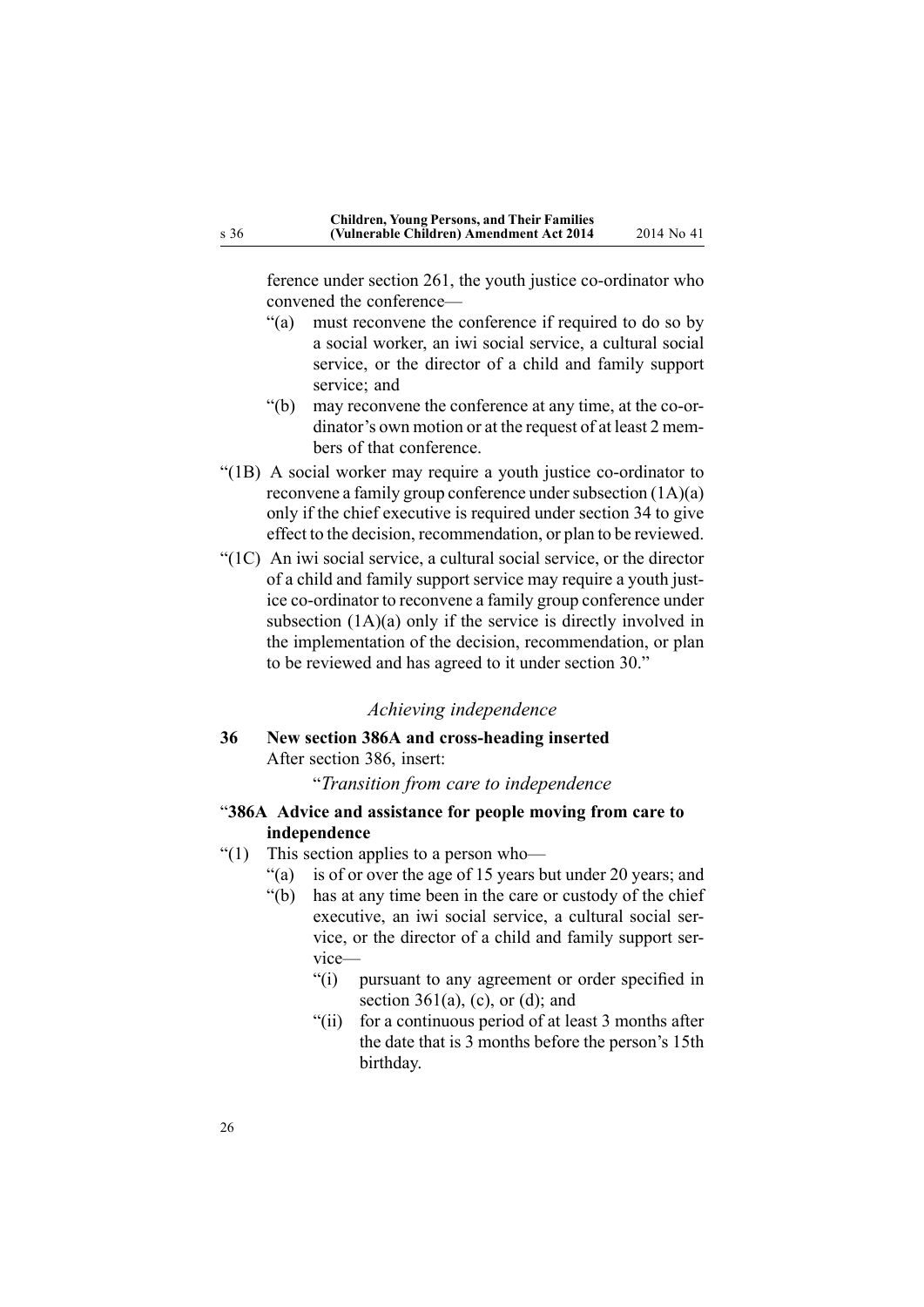ference under section 261, the youth justice co-ordinator who convened the conference—

"(a) must reconvene the conference if required to do so by a social worker, an iwi social service, a cultural social service, or the director of a child and family support service; and

"(b) may reconvene the conference at any time, at the co-ordinator's own motion or at the request of at least 2 members of that conference.

"(1B) A social worker may require a youth justice co-ordinator to reconvene a family group conference under subsection (1A)(a) only if the chief executive is required under section 34 to give effect to the decision, recommendation, or plan to be reviewed.

"(1C) An iwi social service, a cultural social service, or the director of a child and family support service may require a youth justice co-ordinator to reconvene a family group conference under subsection (1A)(a) only if the service is directly involved in the implementation of the decision, recommendation, or plan to be reviewed and has agreed to it under section 30."

### *Achieving independence*

**36 New section 386A and cross-heading inserted**

After section 386, insert:

"*Transition from care to independence*

"**386A Advice and assistance for people moving from care to independence**

"(1) This section applies to a person who—

"(a) is of or over the age of 15 years but under 20 years; and

"(b) has at any time been in the care or custody of the chief executive, an iwi social service, a cultural social service, or the director of a child and family support service—

"(i) pursuant to any agreement or order specified in section 361(a), (c), or (d); and

"(ii) for a continuous period of at least 3 months after the date that is 3 months before the person's 15th birthday.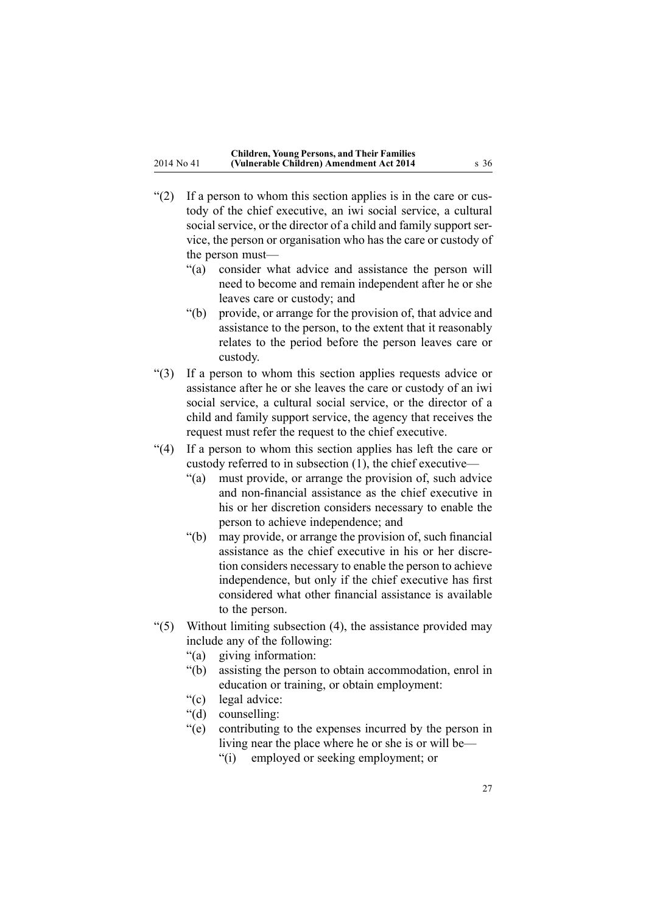"(2) If a person to whom this section applies is in the care or custody of the chief executive, an iwi social service, a cultural social service, or the director of a child and family support service, the person or organisation who has the care or custody of the person must—

"(a) consider what advice and assistance the person will need to become and remain independent after he or she leaves care or custody; and

"(b) provide, or arrange for the provision of, that advice and assistance to the person, to the extent that it reasonably relates to the period before the person leaves care or custody.

"(3) If a person to whom this section applies requests advice or assistance after he or she leaves the care or custody of an iwi social service, a cultural social service, or the director of a child and family support service, the agency that receives the request must refer the request to the chief executive.

"(4) If a person to whom this section applies has left the care or custody referred to in subsection (1), the chief executive—

"(a) must provide, or arrange the provision of, such advice and non-financial assistance as the chief executive in his or her discretion considers necessary to enable the person to achieve independence; and

"(b) may provide, or arrange the provision of, such financial assistance as the chief executive in his or her discretion considers necessary to enable the person to achieve independence, but only if the chief executive has first considered what other financial assistance is available to the person.

"(5) Without limiting subsection (4), the assistance provided may include any of the following:

"(a) giving information:

"(b) assisting the person to obtain accommodation, enrol in education or training, or obtain employment:

"(c) legal advice:

"(d) counselling:

"(e) contributing to the expenses incurred by the person in living near the place where he or she is or will be—

"(i) employed or seeking employment; or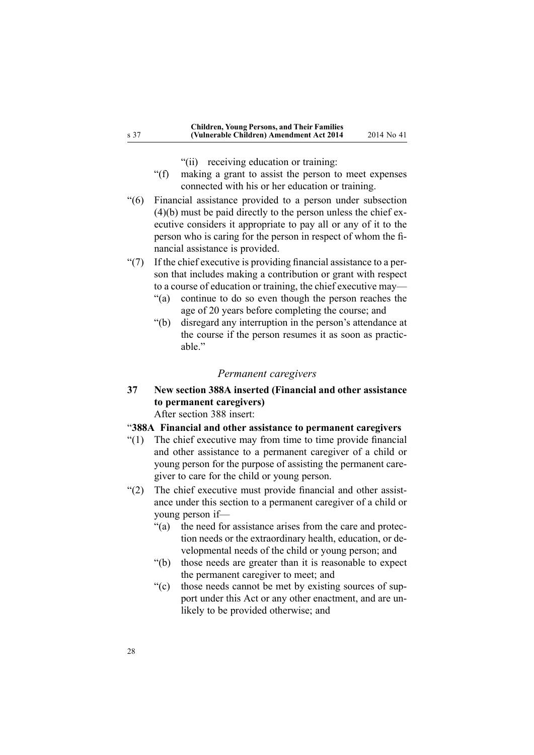"(ii) receiving education or training:

"(f) making a grant to assist the person to meet expenses connected with his or her education or training.

"(6) Financial assistance provided to a person under subsection (4)(b) must be paid directly to the person unless the chief executive considers it appropriate to pay all or any of it to the person who is caring for the person in respect of whom the financial assistance is provided.

"(7) If the chief executive is providing financial assistance to a person that includes making a contribution or grant with respect to a course of education or training, the chief executive may—

"(a) continue to do so even though the person reaches the age of 20 years before completing the course; and

"(b) disregard any interruption in the person's attendance at the course if the person resumes it as soon as practicable."

*Permanent caregivers*

**37 New section 388A inserted (Financial and other assistance to permanent caregivers)**

After section 388 insert:

"**388A Financial and other assistance to permanent caregivers**

"(1) The chief executive may from time to time provide financial and other assistance to a permanent caregiver of a child or young person for the purpose of assisting the permanent caregiver to care for the child or young person.

"(2) The chief executive must provide financial and other assistance under this section to a permanent caregiver of a child or young person if—

"(a) the need for assistance arises from the care and protection needs or the extraordinary health, education, or developmental needs of the child or young person; and

"(b) those needs are greater than it is reasonable to expect the permanent caregiver to meet; and

"(c) those needs cannot be met by existing sources of support under this Act or any other enactment, and are unlikely to be provided otherwise; and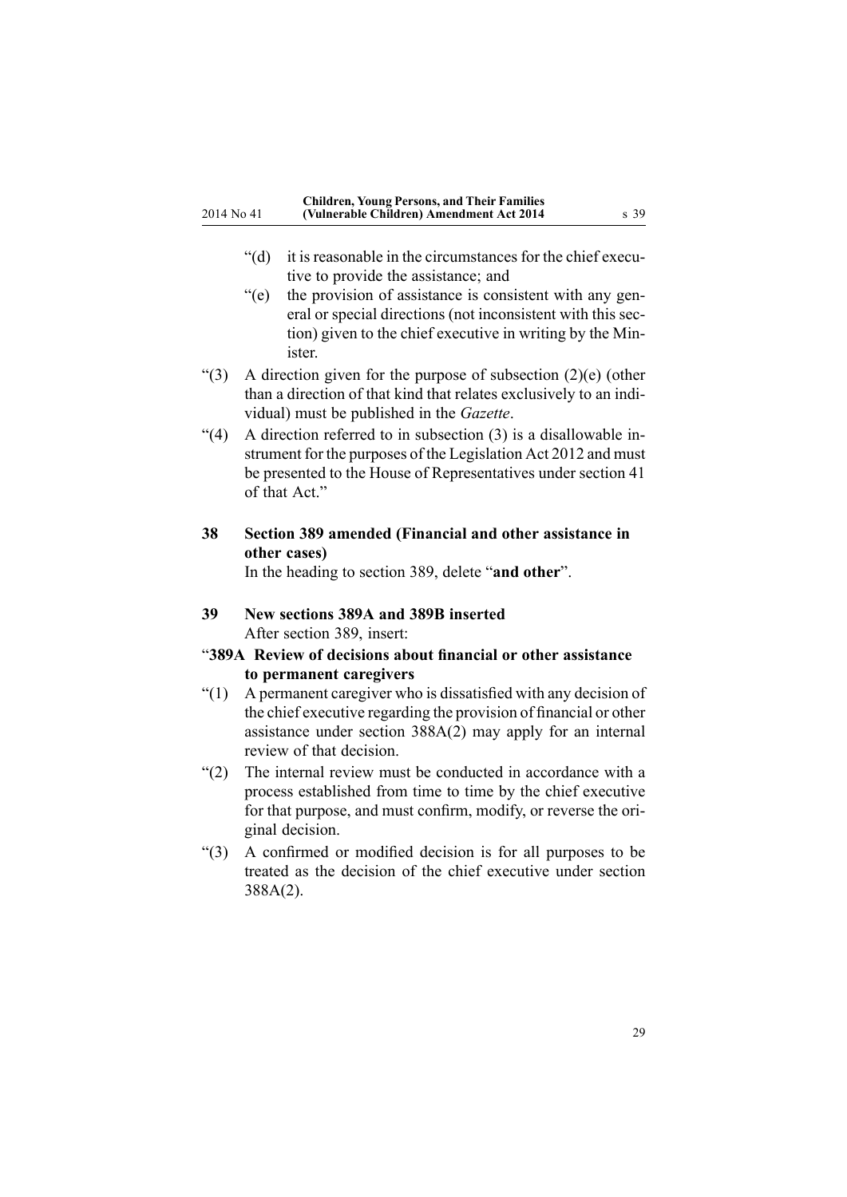"(d) it is reasonable in the circumstances for the chief executive to provide the assistance; and

"(e) the provision of assistance is consistent with any general or special directions (not inconsistent with this section) given to the chief executive in writing by the Minister.

"(3) A direction given for the purpose of subsection (2)(e) (other than a direction of that kind that relates exclusively to an individual) must be published in the *Gazette*.

"(4) A direction referred to in subsection (3) is a disallowable instrument for the purposes of the Legislation Act 2012 and must be presented to the House of Representatives under section 41 of that Act."

### 38 Section 389 amended (Financial and other assistance in other cases)

In the heading to section 389, delete "**and other**".

### 39 New sections 389A and 389B inserted

After section 389, insert:

#### "389A Review of decisions about financial or other assistance to permanent caregivers

"(1) A permanent caregiver who is dissatisfied with any decision of the chief executive regarding the provision of financial or other assistance under section 388A(2) may apply for an internal review of that decision.

"(2) The internal review must be conducted in accordance with a process established from time to time by the chief executive for that purpose, and must confirm, modify, or reverse the original decision.

"(3) A confirmed or modified decision is for all purposes to be treated as the decision of the chief executive under section 388A(2).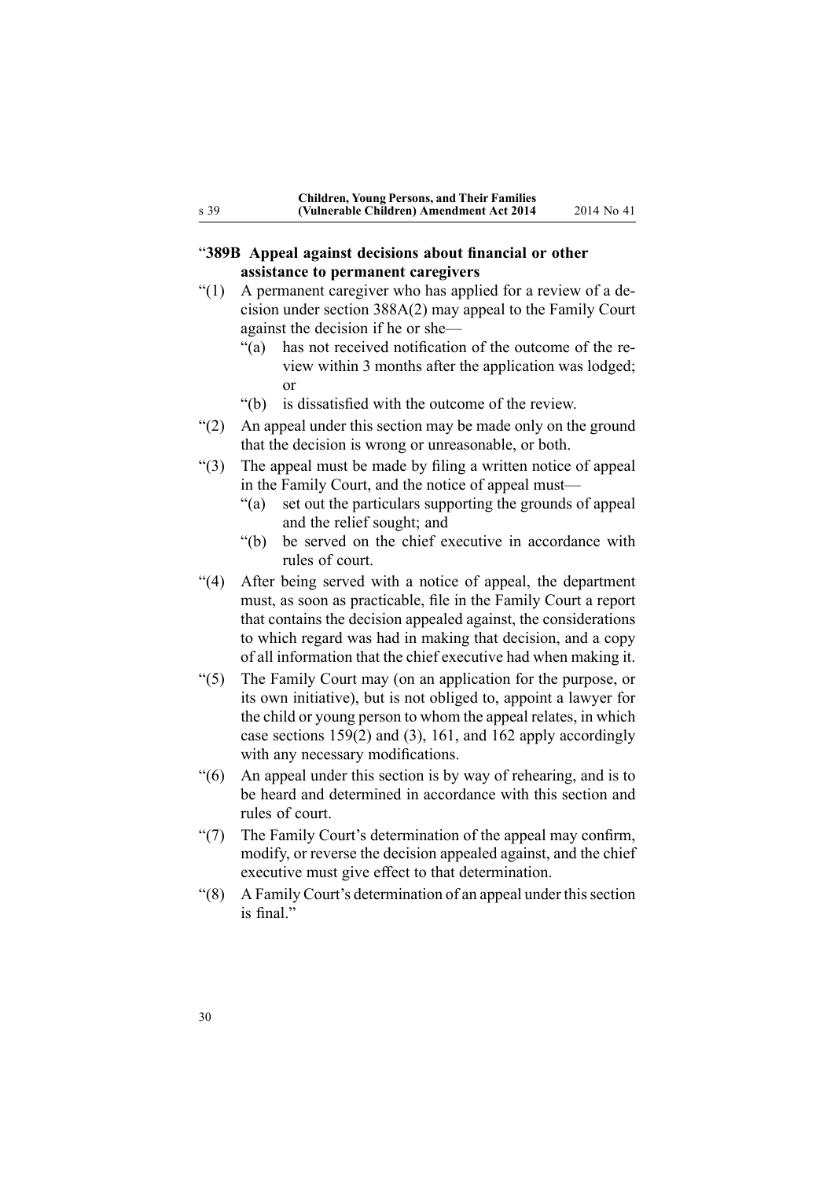### "389B Appeal against decisions about financial or other assistance to permanent caregivers

"(1) A permanent caregiver who has applied for a review of a decision under section 388A(2) may appeal to the Family Court against the decision if he or she—

"(a) has not received notification of the outcome of the review within 3 months after the application was lodged; or

"(b) is dissatisfied with the outcome of the review.

"(2) An appeal under this section may be made only on the ground that the decision is wrong or unreasonable, or both.

"(3) The appeal must be made by filing a written notice of appeal in the Family Court, and the notice of appeal must—

"(a) set out the particulars supporting the grounds of appeal and the relief sought; and

"(b) be served on the chief executive in accordance with rules of court.

"(4) After being served with a notice of appeal, the department must, as soon as practicable, file in the Family Court a report that contains the decision appealed against, the considerations to which regard was had in making that decision, and a copy of all information that the chief executive had when making it.

"(5) The Family Court may (on an application for the purpose, or its own initiative), but is not obliged to, appoint a lawyer for the child or young person to whom the appeal relates, in which case sections 159(2) and (3), 161, and 162 apply accordingly with any necessary modifications.

"(6) An appeal under this section is by way of rehearing, and is to be heard and determined in accordance with this section and rules of court.

"(7) The Family Court's determination of the appeal may confirm, modify, or reverse the decision appealed against, and the chief executive must give effect to that determination.

"(8) A Family Court's determination of an appeal under this section is final."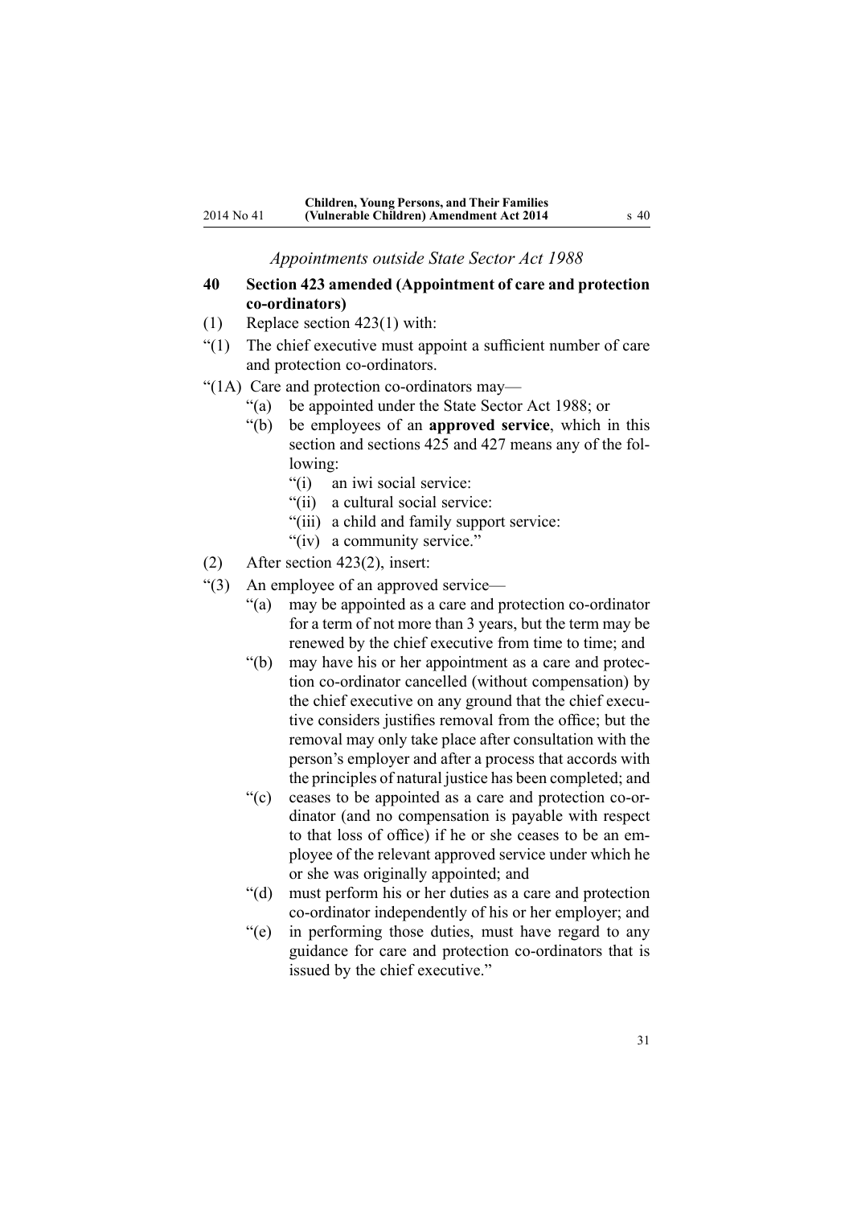*Appointments outside State Sector Act 1988*

**40 Section 423 amended (Appointment of care and protection co-ordinators)**

(1) Replace section 423(1) with:

"(1) The chief executive must appoint a sufficient number of care and protection co-ordinators.

"(1A) Care and protection co-ordinators may—

"(a) be appointed under the State Sector Act 1988; or

"(b) be employees of an **approved service**, which in this section and sections 425 and 427 means any of the following:

"(i) an iwi social service:

"(ii) a cultural social service:

"(iii) a child and family support service:

"(iv) a community service."

(2) After section 423(2), insert:

"(3) An employee of an approved service—

"(a) may be appointed as a care and protection co-ordinator for a term of not more than 3 years, but the term may be renewed by the chief executive from time to time; and

"(b) may have his or her appointment as a care and protection co-ordinator cancelled (without compensation) by the chief executive on any ground that the chief executive considers justifies removal from the office; but the removal may only take place after consultation with the person's employer and after a process that accords with the principles of natural justice has been completed; and

"(c) ceases to be appointed as a care and protection co-ordinator (and no compensation is payable with respect to that loss of office) if he or she ceases to be an employee of the relevant approved service under which he or she was originally appointed; and

"(d) must perform his or her duties as a care and protection co-ordinator independently of his or her employer; and

"(e) in performing those duties, must have regard to any guidance for care and protection co-ordinators that is issued by the chief executive."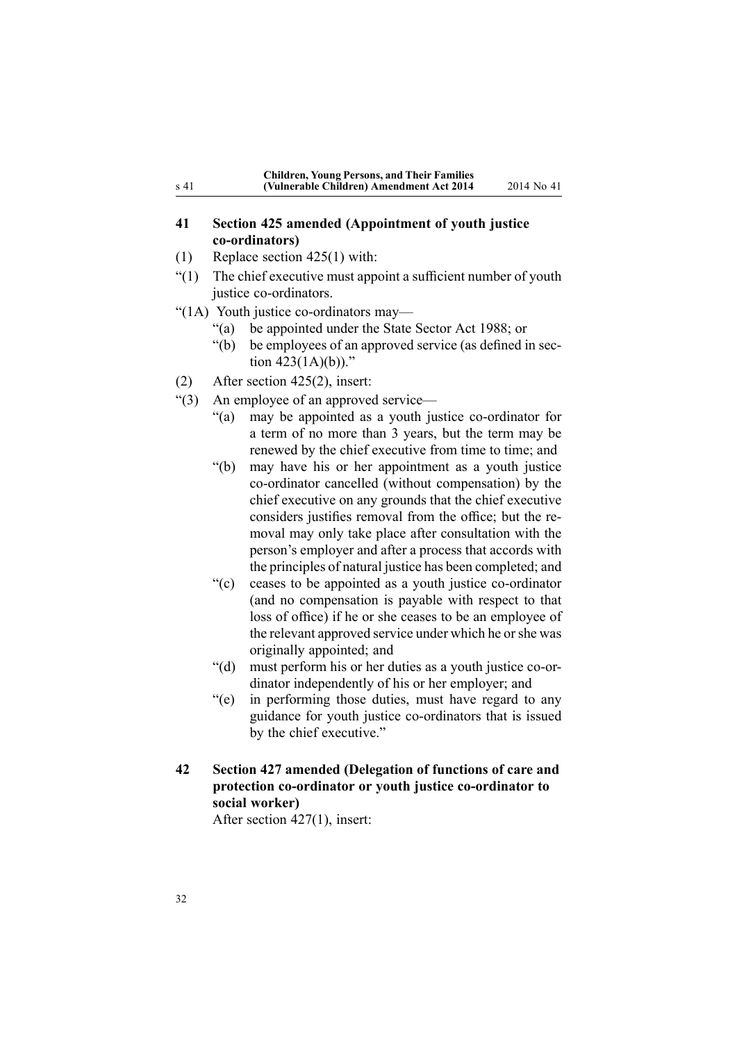## 41 Section 425 amended (Appointment of youth justice co-ordinators)

(1) Replace section 425(1) with:

"(1) The chief executive must appoint a sufficient number of youth justice co-ordinators.

"(1A) Youth justice co-ordinators may—

"(a) be appointed under the State Sector Act 1988; or

"(b) be employees of an approved service (as defined in section 423(1A)(b))."

(2) After section 425(2), insert:

"(3) An employee of an approved service—

"(a) may be appointed as a youth justice co-ordinator for a term of no more than 3 years, but the term may be renewed by the chief executive from time to time; and

"(b) may have his or her appointment as a youth justice co-ordinator cancelled (without compensation) by the chief executive on any grounds that the chief executive considers justifies removal from the office; but the removal may only take place after consultation with the person's employer and after a process that accords with the principles of natural justice has been completed; and

"(c) ceases to be appointed as a youth justice co-ordinator (and no compensation is payable with respect to that loss of office) if he or she ceases to be an employee of the relevant approved service under which he or she was originally appointed; and

"(d) must perform his or her duties as a youth justice co-ordinator independently of his or her employer; and

"(e) in performing those duties, must have regard to any guidance for youth justice co-ordinators that is issued by the chief executive."

## 42 Section 427 amended (Delegation of functions of care and protection co-ordinator or youth justice co-ordinator to social worker)

After section 427(1), insert: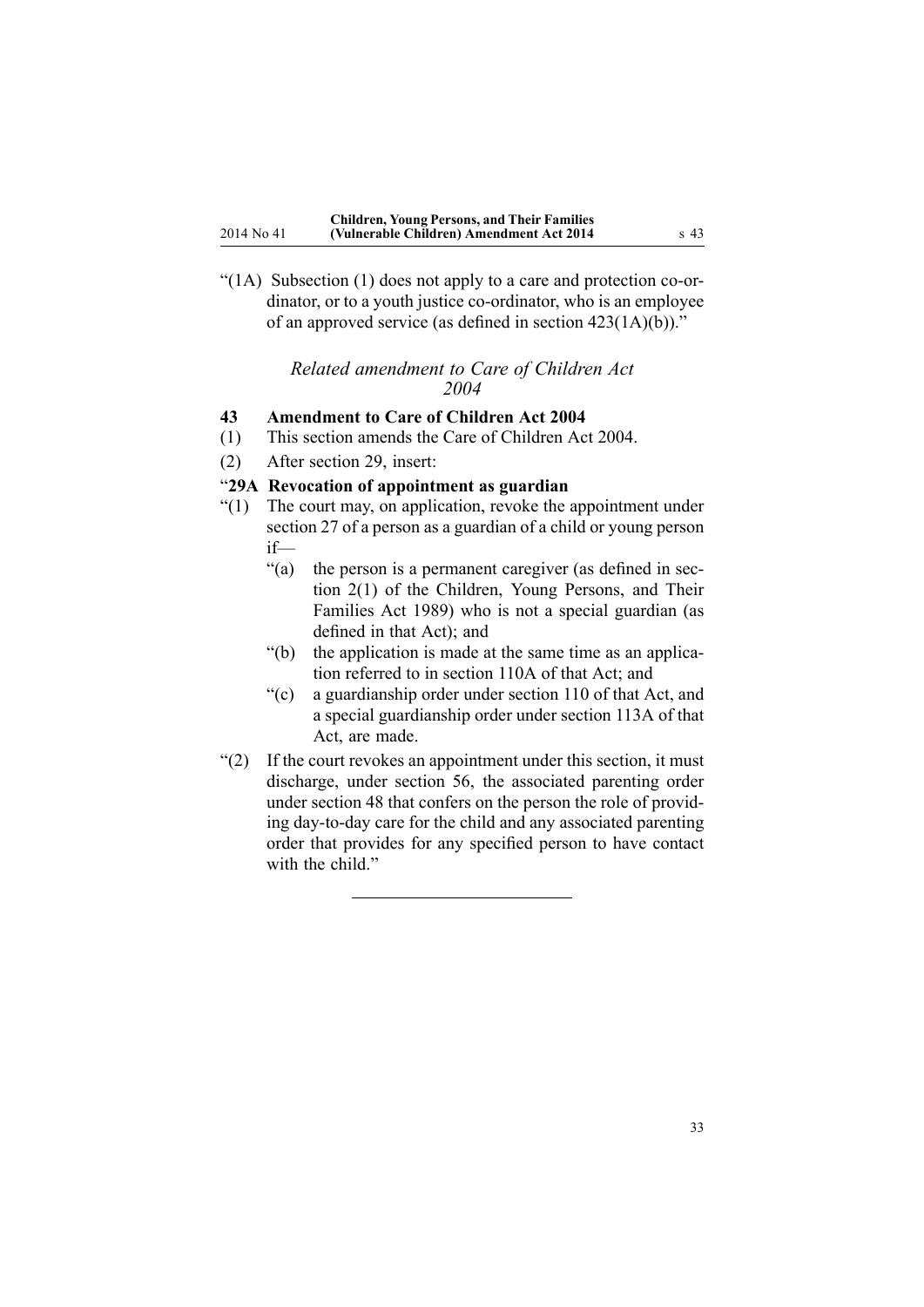"(1A) Subsection (1) does not apply to a care and protection co-ordinator, or to a youth justice co-ordinator, who is an employee of an approved service (as defined in section 423(1A)(b))."

*Related amendment to Care of Children Act 2004*

**43 Amendment to Care of Children Act 2004**

(1) This section amends the Care of Children Act 2004.

(2) After section 29, insert:

"**29A Revocation of appointment as guardian**

"(1) The court may, on application, revoke the appointment under section 27 of a person as a guardian of a child or young person if—

"(a) the person is a permanent caregiver (as defined in section 2(1) of the Children, Young Persons, and Their Families Act 1989) who is not a special guardian (as defined in that Act); and

"(b) the application is made at the same time as an application referred to in section 110A of that Act; and

"(c) a guardianship order under section 110 of that Act, and a special guardianship order under section 113A of that Act, are made.

"(2) If the court revokes an appointment under this section, it must discharge, under section 56, the associated parenting order under section 48 that confers on the person the role of providing day-to-day care for the child and any associated parenting order that provides for any specified person to have contact with the child."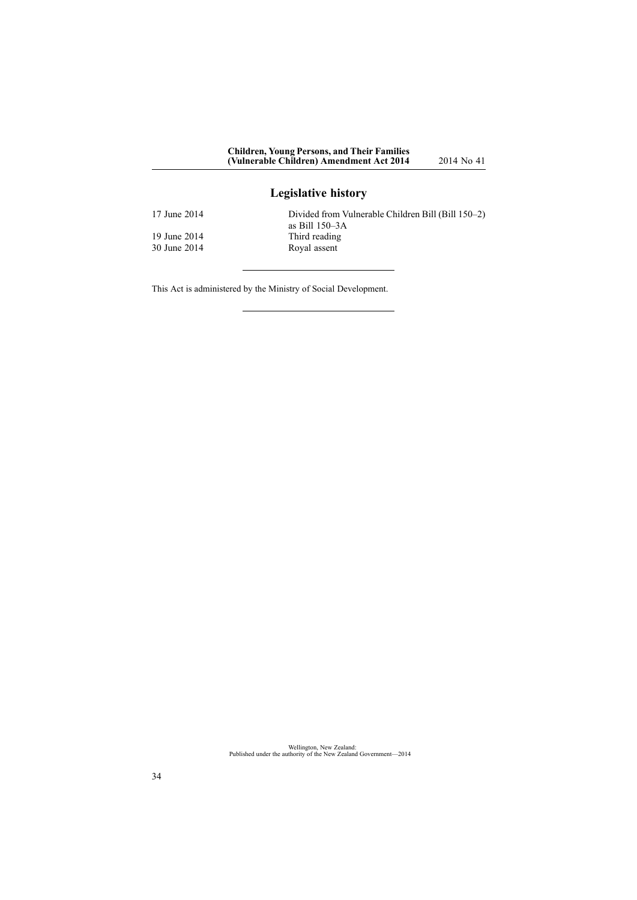## Legislative history

| | |
| --- | --- |
| 17 June 2014 | Divided from Vulnerable Children Bill (Bill 150–2) as Bill 150–3A |
| 19 June 2014 | Third reading |
| 30 June 2014 | Royal assent |

This Act is administered by the Ministry of Social Development.

Wellington, New Zealand:
Published under the authority of the New Zealand Government—2014